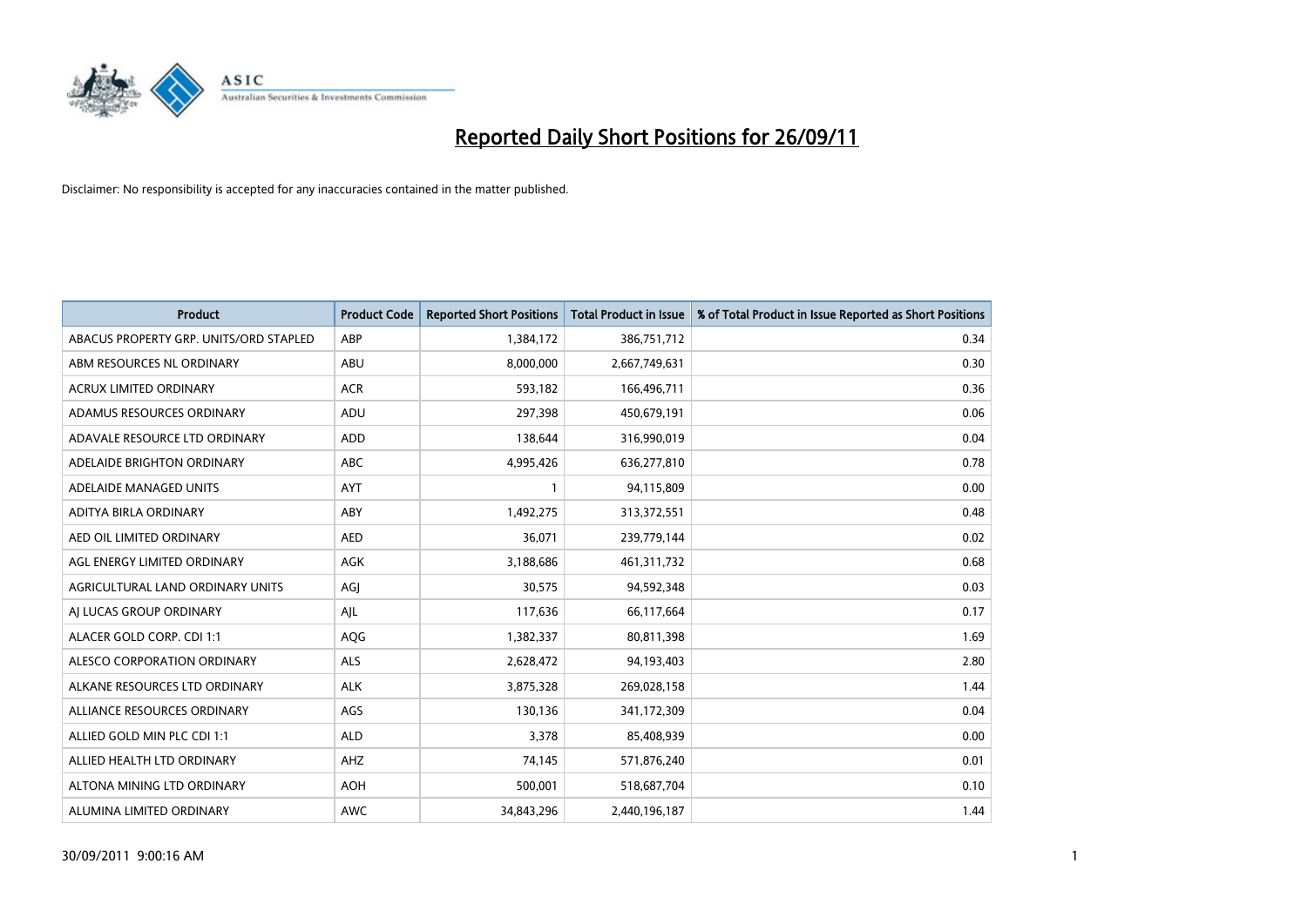# Reported Daily Short Positions for 26/09/11

Disclaimer: No responsibility is accepted for any inaccuracies contained in the matter published.

| Product | Product Code | Reported Short Positions | Total Product in Issue | % of Total Product in Issue Reported as Short Positions |
|---|---|---|---|---|
| ABACUS PROPERTY GRP. UNITS/ORD STAPLED | ABP | 1,384,172 | 386,751,712 | 0.34 |
| ABM RESOURCES NL ORDINARY | ABU | 8,000,000 | 2,667,749,631 | 0.30 |
| ACRUX LIMITED ORDINARY | ACR | 593,182 | 166,496,711 | 0.36 |
| ADAMUS RESOURCES ORDINARY | ADU | 297,398 | 450,679,191 | 0.06 |
| ADAVALE RESOURCE LTD ORDINARY | ADD | 138,644 | 316,990,019 | 0.04 |
| ADELAIDE BRIGHTON ORDINARY | ABC | 4,995,426 | 636,277,810 | 0.78 |
| ADELAIDE MANAGED UNITS | AYT | 1 | 94,115,809 | 0.00 |
| ADITYA BIRLA ORDINARY | ABY | 1,492,275 | 313,372,551 | 0.48 |
| AED OIL LIMITED ORDINARY | AED | 36,071 | 239,779,144 | 0.02 |
| AGL ENERGY LIMITED ORDINARY | AGK | 3,188,686 | 461,311,732 | 0.68 |
| AGRICULTURAL LAND ORDINARY UNITS | AGJ | 30,575 | 94,592,348 | 0.03 |
| AJ LUCAS GROUP ORDINARY | AJL | 117,636 | 66,117,664 | 0.17 |
| ALACER GOLD CORP. CDI 1:1 | AQG | 1,382,337 | 80,811,398 | 1.69 |
| ALESCO CORPORATION ORDINARY | ALS | 2,628,472 | 94,193,403 | 2.80 |
| ALKANE RESOURCES LTD ORDINARY | ALK | 3,875,328 | 269,028,158 | 1.44 |
| ALLIANCE RESOURCES ORDINARY | AGS | 130,136 | 341,172,309 | 0.04 |
| ALLIED GOLD MIN PLC CDI 1:1 | ALD | 3,378 | 85,408,939 | 0.00 |
| ALLIED HEALTH LTD ORDINARY | AHZ | 74,145 | 571,876,240 | 0.01 |
| ALTONA MINING LTD ORDINARY | AOH | 500,001 | 518,687,704 | 0.10 |
| ALUMINA LIMITED ORDINARY | AWC | 34,843,296 | 2,440,196,187 | 1.44 |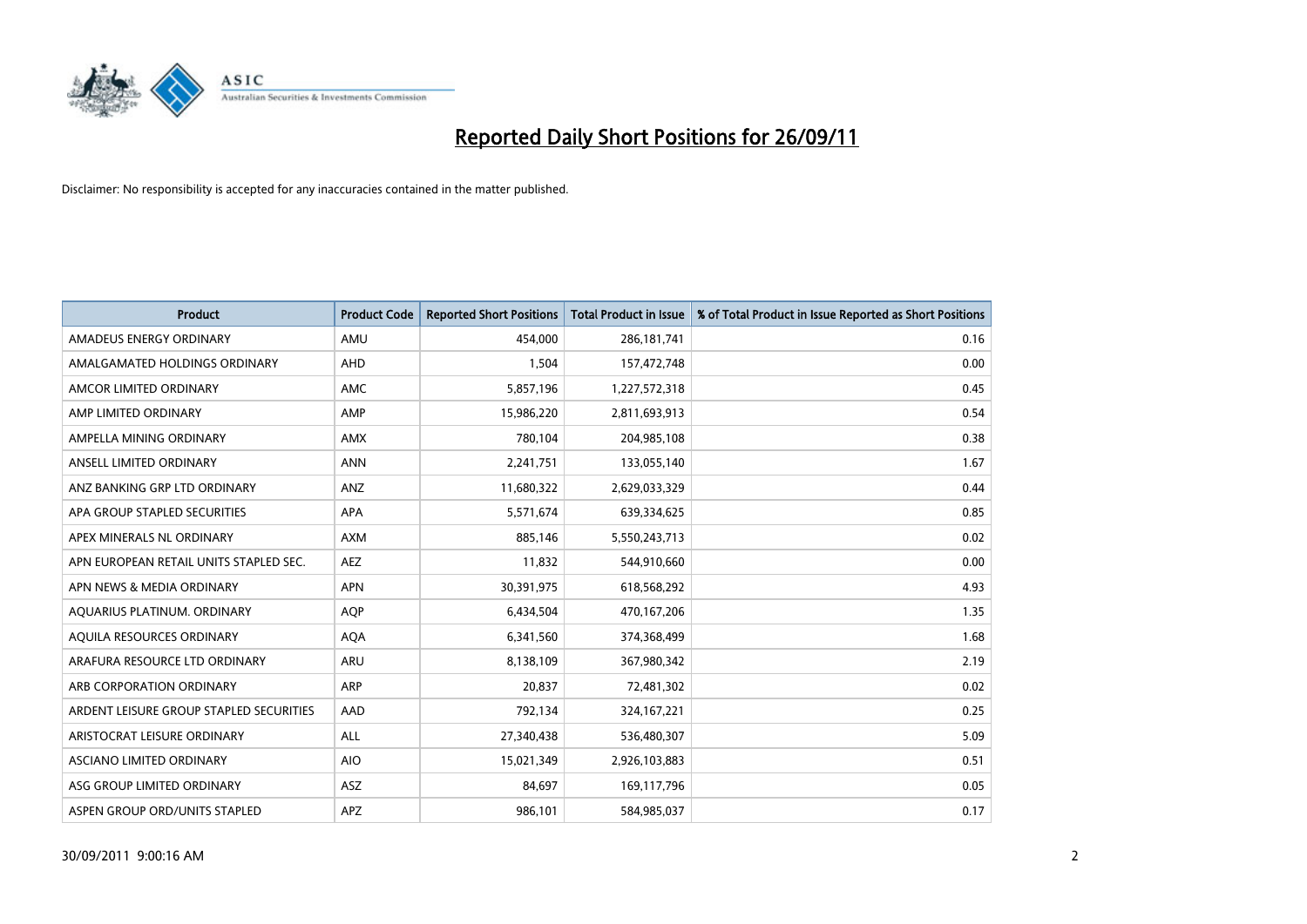# Reported Daily Short Positions for 26/09/11

Disclaimer: No responsibility is accepted for any inaccuracies contained in the matter published.

| Product | Product Code | Reported Short Positions | Total Product in Issue | % of Total Product in Issue Reported as Short Positions |
|---|---|---|---|---|
| AMADEUS ENERGY ORDINARY | AMU | 454,000 | 286,181,741 | 0.16 |
| AMALGAMATED HOLDINGS ORDINARY | AHD | 1,504 | 157,472,748 | 0.00 |
| AMCOR LIMITED ORDINARY | AMC | 5,857,196 | 1,227,572,318 | 0.45 |
| AMP LIMITED ORDINARY | AMP | 15,986,220 | 2,811,693,913 | 0.54 |
| AMPELLA MINING ORDINARY | AMX | 780,104 | 204,985,108 | 0.38 |
| ANSELL LIMITED ORDINARY | ANN | 2,241,751 | 133,055,140 | 1.67 |
| ANZ BANKING GRP LTD ORDINARY | ANZ | 11,680,322 | 2,629,033,329 | 0.44 |
| APA GROUP STAPLED SECURITIES | APA | 5,571,674 | 639,334,625 | 0.85 |
| APEX MINERALS NL ORDINARY | AXM | 885,146 | 5,550,243,713 | 0.02 |
| APN EUROPEAN RETAIL UNITS STAPLED SEC. | AEZ | 11,832 | 544,910,660 | 0.00 |
| APN NEWS & MEDIA ORDINARY | APN | 30,391,975 | 618,568,292 | 4.93 |
| AQUARIUS PLATINUM. ORDINARY | AQP | 6,434,504 | 470,167,206 | 1.35 |
| AQUILA RESOURCES ORDINARY | AQA | 6,341,560 | 374,368,499 | 1.68 |
| ARAFURA RESOURCE LTD ORDINARY | ARU | 8,138,109 | 367,980,342 | 2.19 |
| ARB CORPORATION ORDINARY | ARP | 20,837 | 72,481,302 | 0.02 |
| ARDENT LEISURE GROUP STAPLED SECURITIES | AAD | 792,134 | 324,167,221 | 0.25 |
| ARISTOCRAT LEISURE ORDINARY | ALL | 27,340,438 | 536,480,307 | 5.09 |
| ASCIANO LIMITED ORDINARY | AIO | 15,021,349 | 2,926,103,883 | 0.51 |
| ASG GROUP LIMITED ORDINARY | ASZ | 84,697 | 169,117,796 | 0.05 |
| ASPEN GROUP ORD/UNITS STAPLED | APZ | 986,101 | 584,985,037 | 0.17 |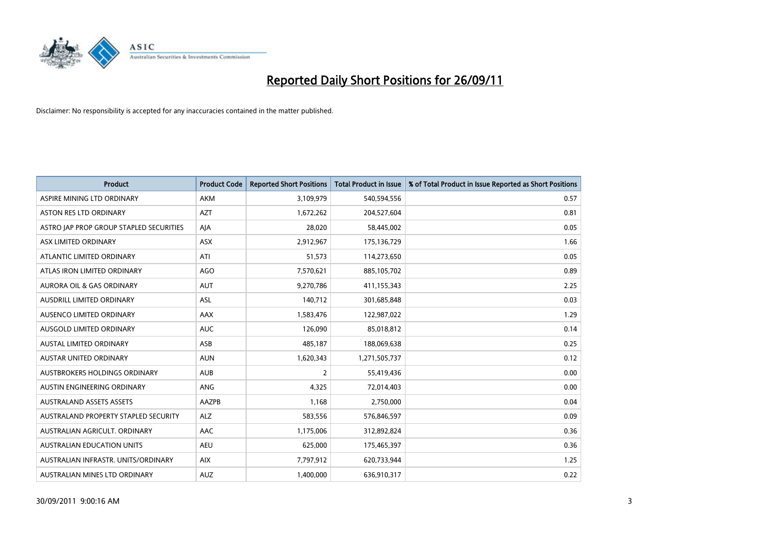# Reported Daily Short Positions for 26/09/11

Disclaimer: No responsibility is accepted for any inaccuracies contained in the matter published.

| Product | Product Code | Reported Short Positions | Total Product in Issue | % of Total Product in Issue Reported as Short Positions |
|---|---|---|---|---|
| ASPIRE MINING LTD ORDINARY | AKM | 3,109,979 | 540,594,556 | 0.57 |
| ASTON RES LTD ORDINARY | AZT | 1,672,262 | 204,527,604 | 0.81 |
| ASTRO JAP PROP GROUP STAPLED SECURITIES | AJA | 28,020 | 58,445,002 | 0.05 |
| ASX LIMITED ORDINARY | ASX | 2,912,967 | 175,136,729 | 1.66 |
| ATLANTIC LIMITED ORDINARY | ATI | 51,573 | 114,273,650 | 0.05 |
| ATLAS IRON LIMITED ORDINARY | AGO | 7,570,621 | 885,105,702 | 0.89 |
| AURORA OIL & GAS ORDINARY | AUT | 9,270,786 | 411,155,343 | 2.25 |
| AUSDRILL LIMITED ORDINARY | ASL | 140,712 | 301,685,848 | 0.03 |
| AUSENCO LIMITED ORDINARY | AAX | 1,583,476 | 122,987,022 | 1.29 |
| AUSGOLD LIMITED ORDINARY | AUC | 126,090 | 85,018,812 | 0.14 |
| AUSTAL LIMITED ORDINARY | ASB | 485,187 | 188,069,638 | 0.25 |
| AUSTAR UNITED ORDINARY | AUN | 1,620,343 | 1,271,505,737 | 0.12 |
| AUSTBROKERS HOLDINGS ORDINARY | AUB | 2 | 55,419,436 | 0.00 |
| AUSTIN ENGINEERING ORDINARY | ANG | 4,325 | 72,014,403 | 0.00 |
| AUSTRALAND ASSETS ASSETS | AAZPB | 1,168 | 2,750,000 | 0.04 |
| AUSTRALAND PROPERTY STAPLED SECURITY | ALZ | 583,556 | 576,846,597 | 0.09 |
| AUSTRALIAN AGRICULT. ORDINARY | AAC | 1,175,006 | 312,892,824 | 0.36 |
| AUSTRALIAN EDUCATION UNITS | AEU | 625,000 | 175,465,397 | 0.36 |
| AUSTRALIAN INFRASTR. UNITS/ORDINARY | AIX | 7,797,912 | 620,733,944 | 1.25 |
| AUSTRALIAN MINES LTD ORDINARY | AUZ | 1,400,000 | 636,910,317 | 0.22 |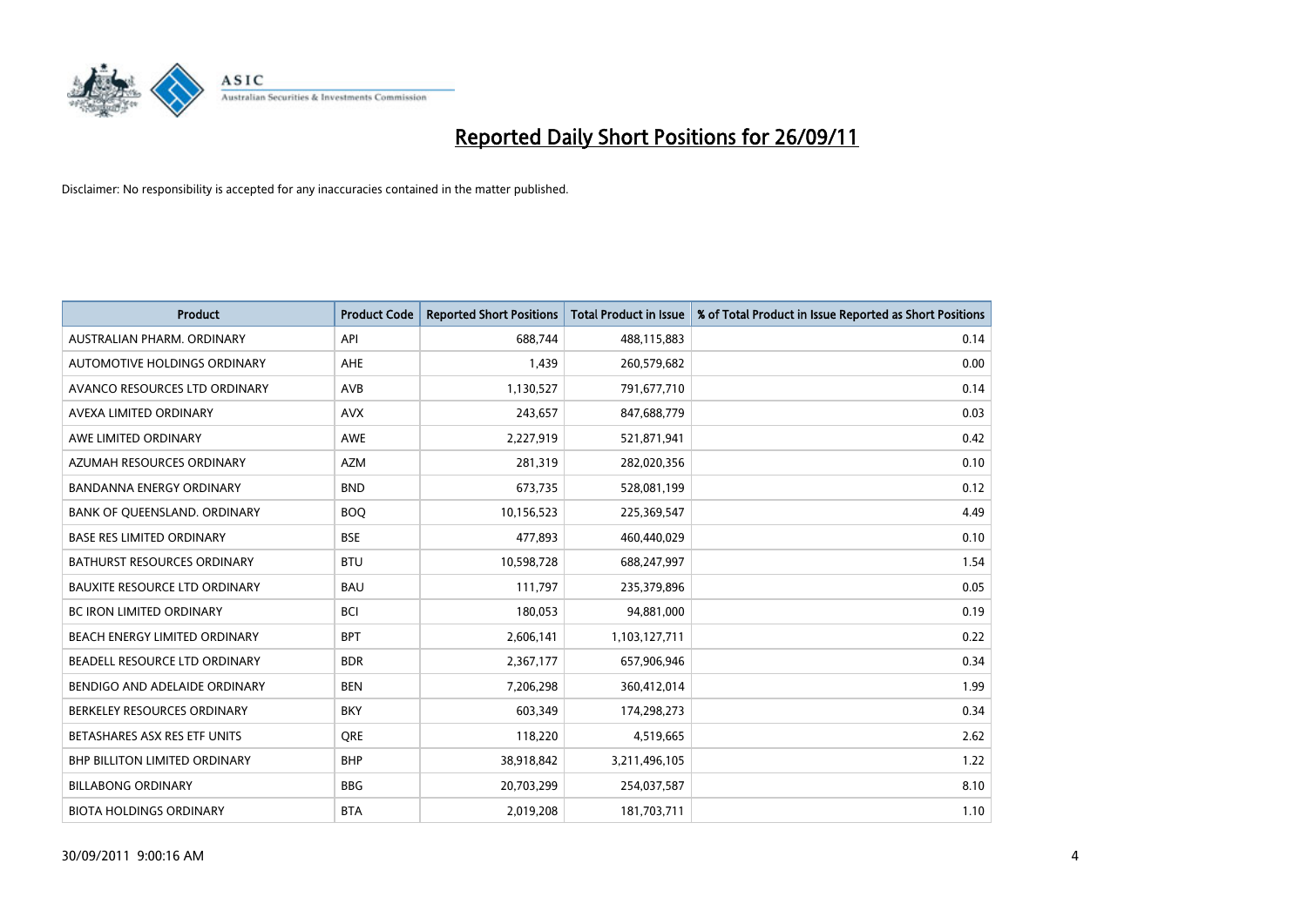# Reported Daily Short Positions for 26/09/11

Disclaimer: No responsibility is accepted for any inaccuracies contained in the matter published.

| Product | Product Code | Reported Short Positions | Total Product in Issue | % of Total Product in Issue Reported as Short Positions |
|---|---|---|---|---|
| AUSTRALIAN PHARM. ORDINARY | API | 688,744 | 488,115,883 | 0.14 |
| AUTOMOTIVE HOLDINGS ORDINARY | AHE | 1,439 | 260,579,682 | 0.00 |
| AVANCO RESOURCES LTD ORDINARY | AVB | 1,130,527 | 791,677,710 | 0.14 |
| AVEXA LIMITED ORDINARY | AVX | 243,657 | 847,688,779 | 0.03 |
| AWE LIMITED ORDINARY | AWE | 2,227,919 | 521,871,941 | 0.42 |
| AZUMAH RESOURCES ORDINARY | AZM | 281,319 | 282,020,356 | 0.10 |
| BANDANNA ENERGY ORDINARY | BND | 673,735 | 528,081,199 | 0.12 |
| BANK OF QUEENSLAND. ORDINARY | BOQ | 10,156,523 | 225,369,547 | 4.49 |
| BASE RES LIMITED ORDINARY | BSE | 477,893 | 460,440,029 | 0.10 |
| BATHURST RESOURCES ORDINARY | BTU | 10,598,728 | 688,247,997 | 1.54 |
| BAUXITE RESOURCE LTD ORDINARY | BAU | 111,797 | 235,379,896 | 0.05 |
| BC IRON LIMITED ORDINARY | BCI | 180,053 | 94,881,000 | 0.19 |
| BEACH ENERGY LIMITED ORDINARY | BPT | 2,606,141 | 1,103,127,711 | 0.22 |
| BEADELL RESOURCE LTD ORDINARY | BDR | 2,367,177 | 657,906,946 | 0.34 |
| BENDIGO AND ADELAIDE ORDINARY | BEN | 7,206,298 | 360,412,014 | 1.99 |
| BERKELEY RESOURCES ORDINARY | BKY | 603,349 | 174,298,273 | 0.34 |
| BETASHARES ASX RES ETF UNITS | QRE | 118,220 | 4,519,665 | 2.62 |
| BHP BILLITON LIMITED ORDINARY | BHP | 38,918,842 | 3,211,496,105 | 1.22 |
| BILLABONG ORDINARY | BBG | 20,703,299 | 254,037,587 | 8.10 |
| BIOTA HOLDINGS ORDINARY | BTA | 2,019,208 | 181,703,711 | 1.10 |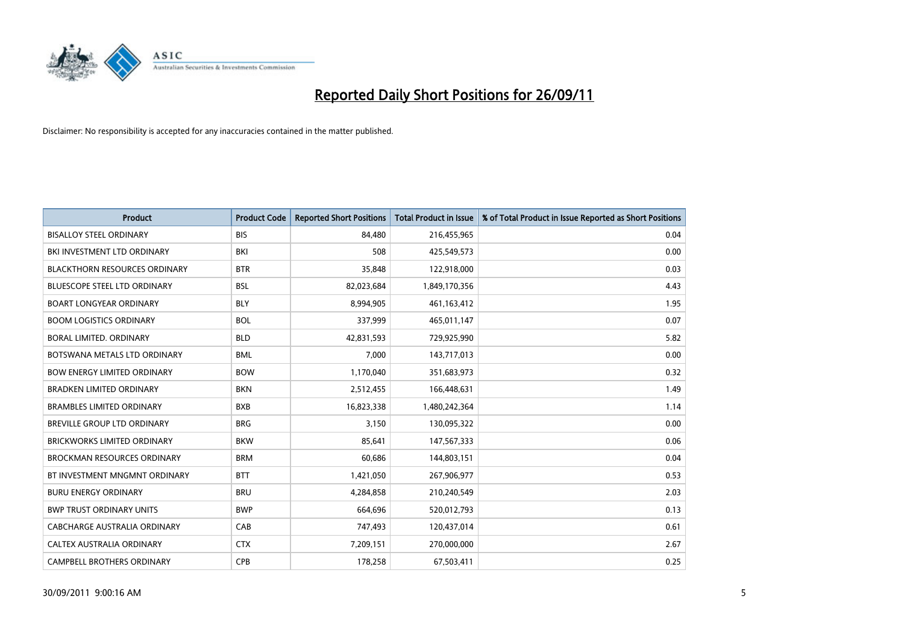# Reported Daily Short Positions for 26/09/11

Disclaimer: No responsibility is accepted for any inaccuracies contained in the matter published.

| Product | Product Code | Reported Short Positions | Total Product in Issue | % of Total Product in Issue Reported as Short Positions |
|---|---|---|---|---|
| BISALLOY STEEL ORDINARY | BIS | 84,480 | 216,455,965 | 0.04 |
| BKI INVESTMENT LTD ORDINARY | BKI | 508 | 425,549,573 | 0.00 |
| BLACKTHORN RESOURCES ORDINARY | BTR | 35,848 | 122,918,000 | 0.03 |
| BLUESCOPE STEEL LTD ORDINARY | BSL | 82,023,684 | 1,849,170,356 | 4.43 |
| BOART LONGYEAR ORDINARY | BLY | 8,994,905 | 461,163,412 | 1.95 |
| BOOM LOGISTICS ORDINARY | BOL | 337,999 | 465,011,147 | 0.07 |
| BORAL LIMITED. ORDINARY | BLD | 42,831,593 | 729,925,990 | 5.82 |
| BOTSWANA METALS LTD ORDINARY | BML | 7,000 | 143,717,013 | 0.00 |
| BOW ENERGY LIMITED ORDINARY | BOW | 1,170,040 | 351,683,973 | 0.32 |
| BRADKEN LIMITED ORDINARY | BKN | 2,512,455 | 166,448,631 | 1.49 |
| BRAMBLES LIMITED ORDINARY | BXB | 16,823,338 | 1,480,242,364 | 1.14 |
| BREVILLE GROUP LTD ORDINARY | BRG | 3,150 | 130,095,322 | 0.00 |
| BRICKWORKS LIMITED ORDINARY | BKW | 85,641 | 147,567,333 | 0.06 |
| BROCKMAN RESOURCES ORDINARY | BRM | 60,686 | 144,803,151 | 0.04 |
| BT INVESTMENT MNGMNT ORDINARY | BTT | 1,421,050 | 267,906,977 | 0.53 |
| BURU ENERGY ORDINARY | BRU | 4,284,858 | 210,240,549 | 2.03 |
| BWP TRUST ORDINARY UNITS | BWP | 664,696 | 520,012,793 | 0.13 |
| CABCHARGE AUSTRALIA ORDINARY | CAB | 747,493 | 120,437,014 | 0.61 |
| CALTEX AUSTRALIA ORDINARY | CTX | 7,209,151 | 270,000,000 | 2.67 |
| CAMPBELL BROTHERS ORDINARY | CPB | 178,258 | 67,503,411 | 0.25 |

30/09/2011 9:00:16 AM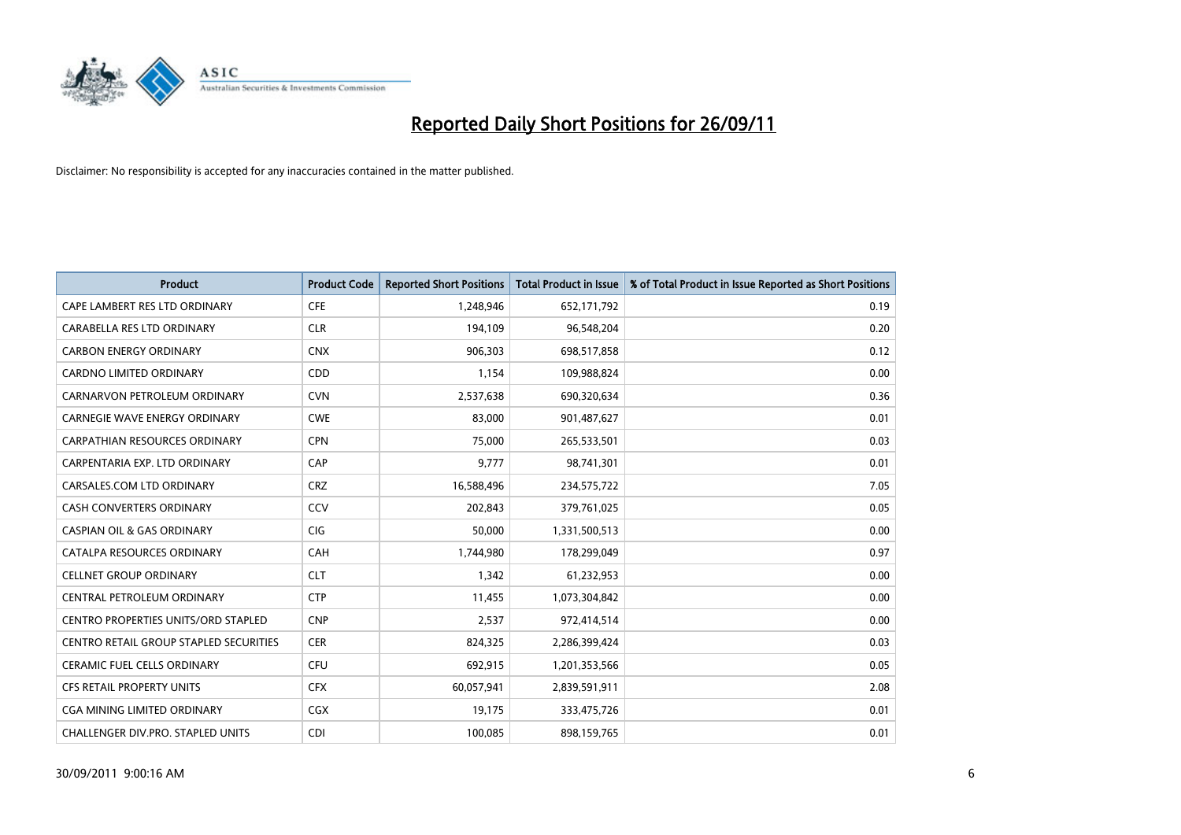# Reported Daily Short Positions for 26/09/11

Disclaimer: No responsibility is accepted for any inaccuracies contained in the matter published.

| Product | Product Code | Reported Short Positions | Total Product in Issue | % of Total Product in Issue Reported as Short Positions |
|---|---|---|---|---|
| CAPE LAMBERT RES LTD ORDINARY | CFE | 1,248,946 | 652,171,792 | 0.19 |
| CARABELLA RES LTD ORDINARY | CLR | 194,109 | 96,548,204 | 0.20 |
| CARBON ENERGY ORDINARY | CNX | 906,303 | 698,517,858 | 0.12 |
| CARDNO LIMITED ORDINARY | CDD | 1,154 | 109,988,824 | 0.00 |
| CARNARVON PETROLEUM ORDINARY | CVN | 2,537,638 | 690,320,634 | 0.36 |
| CARNEGIE WAVE ENERGY ORDINARY | CWE | 83,000 | 901,487,627 | 0.01 |
| CARPATHIAN RESOURCES ORDINARY | CPN | 75,000 | 265,533,501 | 0.03 |
| CARPENTARIA EXP. LTD ORDINARY | CAP | 9,777 | 98,741,301 | 0.01 |
| CARSALES.COM LTD ORDINARY | CRZ | 16,588,496 | 234,575,722 | 7.05 |
| CASH CONVERTERS ORDINARY | CCV | 202,843 | 379,761,025 | 0.05 |
| CASPIAN OIL & GAS ORDINARY | CIG | 50,000 | 1,331,500,513 | 0.00 |
| CATALPA RESOURCES ORDINARY | CAH | 1,744,980 | 178,299,049 | 0.97 |
| CELLNET GROUP ORDINARY | CLT | 1,342 | 61,232,953 | 0.00 |
| CENTRAL PETROLEUM ORDINARY | CTP | 11,455 | 1,073,304,842 | 0.00 |
| CENTRO PROPERTIES UNITS/ORD STAPLED | CNP | 2,537 | 972,414,514 | 0.00 |
| CENTRO RETAIL GROUP STAPLED SECURITIES | CER | 824,325 | 2,286,399,424 | 0.03 |
| CERAMIC FUEL CELLS ORDINARY | CFU | 692,915 | 1,201,353,566 | 0.05 |
| CFS RETAIL PROPERTY UNITS | CFX | 60,057,941 | 2,839,591,911 | 2.08 |
| CGA MINING LIMITED ORDINARY | CGX | 19,175 | 333,475,726 | 0.01 |
| CHALLENGER DIV.PRO. STAPLED UNITS | CDI | 100,085 | 898,159,765 | 0.01 |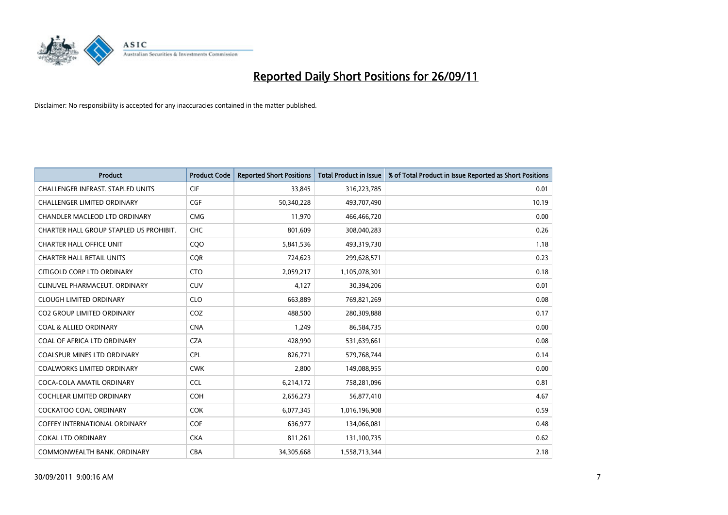# Reported Daily Short Positions for 26/09/11

Disclaimer: No responsibility is accepted for any inaccuracies contained in the matter published.

| Product | Product Code | Reported Short Positions | Total Product in Issue | % of Total Product in Issue Reported as Short Positions |
|---|---|---|---|---|
| CHALLENGER INFRAST. STAPLED UNITS | CIF | 33,845 | 316,223,785 | 0.01 |
| CHALLENGER LIMITED ORDINARY | CGF | 50,340,228 | 493,707,490 | 10.19 |
| CHANDLER MACLEOD LTD ORDINARY | CMG | 11,970 | 466,466,720 | 0.00 |
| CHARTER HALL GROUP STAPLED US PROHIBIT. | CHC | 801,609 | 308,040,283 | 0.26 |
| CHARTER HALL OFFICE UNIT | CQO | 5,841,536 | 493,319,730 | 1.18 |
| CHARTER HALL RETAIL UNITS | CQR | 724,623 | 299,628,571 | 0.23 |
| CITIGOLD CORP LTD ORDINARY | CTO | 2,059,217 | 1,105,078,301 | 0.18 |
| CLINUVEL PHARMACEUT. ORDINARY | CUV | 4,127 | 30,394,206 | 0.01 |
| CLOUGH LIMITED ORDINARY | CLO | 663,889 | 769,821,269 | 0.08 |
| CO2 GROUP LIMITED ORDINARY | COZ | 488,500 | 280,309,888 | 0.17 |
| COAL & ALLIED ORDINARY | CNA | 1,249 | 86,584,735 | 0.00 |
| COAL OF AFRICA LTD ORDINARY | CZA | 428,990 | 531,639,661 | 0.08 |
| COALSPUR MINES LTD ORDINARY | CPL | 826,771 | 579,768,744 | 0.14 |
| COALWORKS LIMITED ORDINARY | CWK | 2,800 | 149,088,955 | 0.00 |
| COCA-COLA AMATIL ORDINARY | CCL | 6,214,172 | 758,281,096 | 0.81 |
| COCHLEAR LIMITED ORDINARY | COH | 2,656,273 | 56,877,410 | 4.67 |
| COCKATOO COAL ORDINARY | COK | 6,077,345 | 1,016,196,908 | 0.59 |
| COFFEY INTERNATIONAL ORDINARY | COF | 636,977 | 134,066,081 | 0.48 |
| COKAL LTD ORDINARY | CKA | 811,261 | 131,100,735 | 0.62 |
| COMMONWEALTH BANK. ORDINARY | CBA | 34,305,668 | 1,558,713,344 | 2.18 |

30/09/2011 9:00:16 AM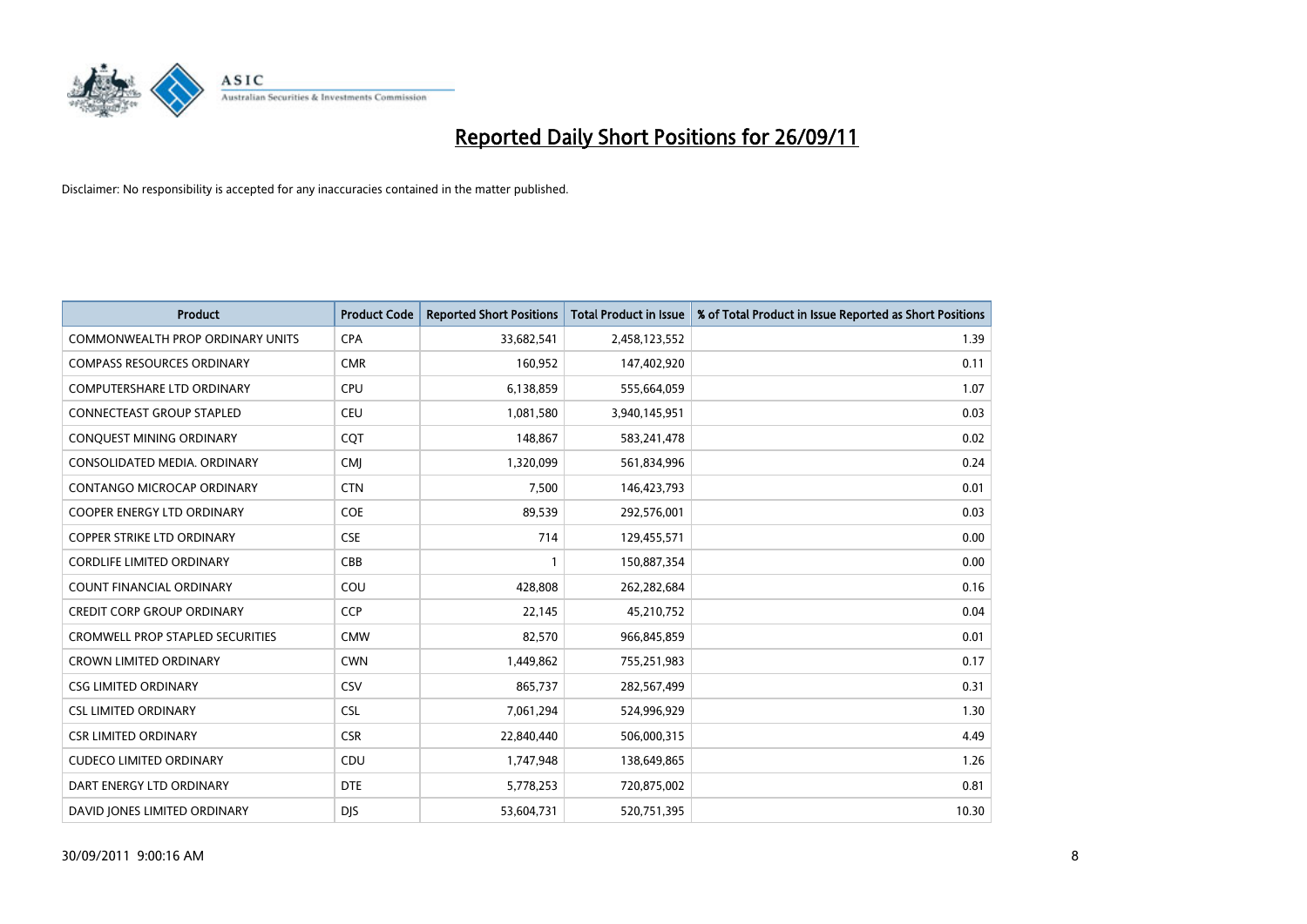# Reported Daily Short Positions for 26/09/11

Disclaimer: No responsibility is accepted for any inaccuracies contained in the matter published.

| Product | Product Code | Reported Short Positions | Total Product in Issue | % of Total Product in Issue Reported as Short Positions |
|---|---|---|---|---|
| COMMONWEALTH PROP ORDINARY UNITS | CPA | 33,682,541 | 2,458,123,552 | 1.39 |
| COMPASS RESOURCES ORDINARY | CMR | 160,952 | 147,402,920 | 0.11 |
| COMPUTERSHARE LTD ORDINARY | CPU | 6,138,859 | 555,664,059 | 1.07 |
| CONNECTEAST GROUP STAPLED | CEU | 1,081,580 | 3,940,145,951 | 0.03 |
| CONQUEST MINING ORDINARY | CQT | 148,867 | 583,241,478 | 0.02 |
| CONSOLIDATED MEDIA. ORDINARY | CMJ | 1,320,099 | 561,834,996 | 0.24 |
| CONTANGO MICROCAP ORDINARY | CTN | 7,500 | 146,423,793 | 0.01 |
| COOPER ENERGY LTD ORDINARY | COE | 89,539 | 292,576,001 | 0.03 |
| COPPER STRIKE LTD ORDINARY | CSE | 714 | 129,455,571 | 0.00 |
| CORDLIFE LIMITED ORDINARY | CBB | 1 | 150,887,354 | 0.00 |
| COUNT FINANCIAL ORDINARY | COU | 428,808 | 262,282,684 | 0.16 |
| CREDIT CORP GROUP ORDINARY | CCP | 22,145 | 45,210,752 | 0.04 |
| CROMWELL PROP STAPLED SECURITIES | CMW | 82,570 | 966,845,859 | 0.01 |
| CROWN LIMITED ORDINARY | CWN | 1,449,862 | 755,251,983 | 0.17 |
| CSG LIMITED ORDINARY | CSV | 865,737 | 282,567,499 | 0.31 |
| CSL LIMITED ORDINARY | CSL | 7,061,294 | 524,996,929 | 1.30 |
| CSR LIMITED ORDINARY | CSR | 22,840,440 | 506,000,315 | 4.49 |
| CUDECO LIMITED ORDINARY | CDU | 1,747,948 | 138,649,865 | 1.26 |
| DART ENERGY LTD ORDINARY | DTE | 5,778,253 | 720,875,002 | 0.81 |
| DAVID JONES LIMITED ORDINARY | DJS | 53,604,731 | 520,751,395 | 10.30 |

30/09/2011 9:00:16 AM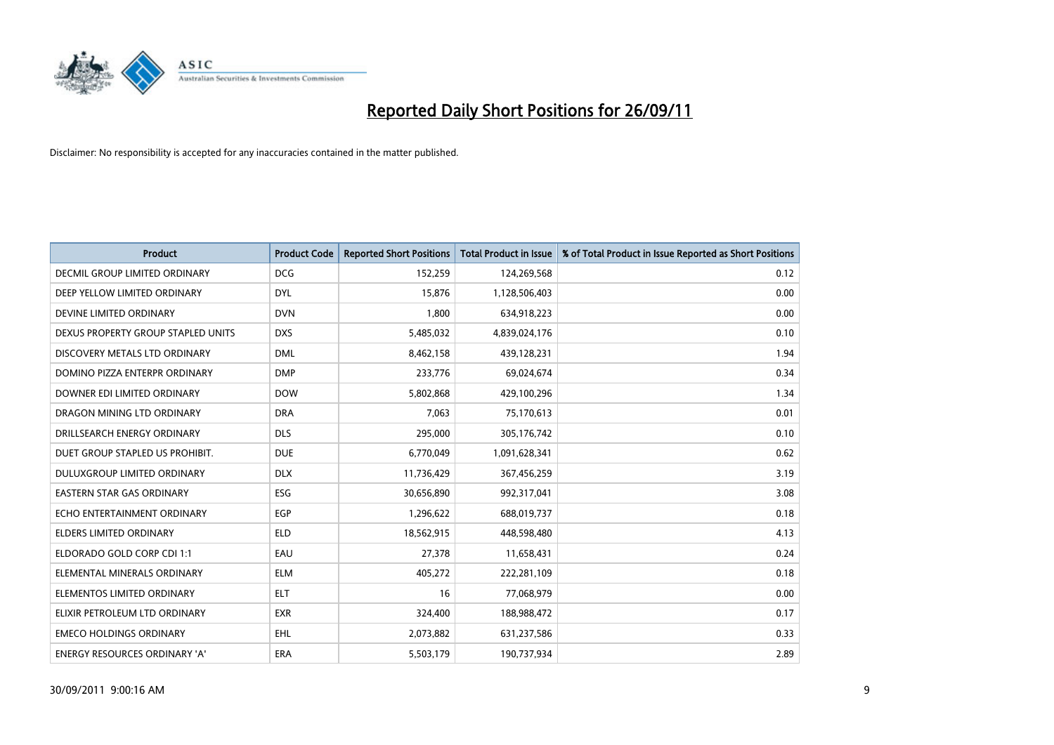# Reported Daily Short Positions for 26/09/11

Disclaimer: No responsibility is accepted for any inaccuracies contained in the matter published.

| Product | Product Code | Reported Short Positions | Total Product in Issue | % of Total Product in Issue Reported as Short Positions |
|---|---|---|---|---|
| DECMIL GROUP LIMITED ORDINARY | DCG | 152,259 | 124,269,568 | 0.12 |
| DEEP YELLOW LIMITED ORDINARY | DYL | 15,876 | 1,128,506,403 | 0.00 |
| DEVINE LIMITED ORDINARY | DVN | 1,800 | 634,918,223 | 0.00 |
| DEXUS PROPERTY GROUP STAPLED UNITS | DXS | 5,485,032 | 4,839,024,176 | 0.10 |
| DISCOVERY METALS LTD ORDINARY | DML | 8,462,158 | 439,128,231 | 1.94 |
| DOMINO PIZZA ENTERPR ORDINARY | DMP | 233,776 | 69,024,674 | 0.34 |
| DOWNER EDI LIMITED ORDINARY | DOW | 5,802,868 | 429,100,296 | 1.34 |
| DRAGON MINING LTD ORDINARY | DRA | 7,063 | 75,170,613 | 0.01 |
| DRILLSEARCH ENERGY ORDINARY | DLS | 295,000 | 305,176,742 | 0.10 |
| DUET GROUP STAPLED US PROHIBIT. | DUE | 6,770,049 | 1,091,628,341 | 0.62 |
| DULUXGROUP LIMITED ORDINARY | DLX | 11,736,429 | 367,456,259 | 3.19 |
| EASTERN STAR GAS ORDINARY | ESG | 30,656,890 | 992,317,041 | 3.08 |
| ECHO ENTERTAINMENT ORDINARY | EGP | 1,296,622 | 688,019,737 | 0.18 |
| ELDERS LIMITED ORDINARY | ELD | 18,562,915 | 448,598,480 | 4.13 |
| ELDORADO GOLD CORP CDI 1:1 | EAU | 27,378 | 11,658,431 | 0.24 |
| ELEMENTAL MINERALS ORDINARY | ELM | 405,272 | 222,281,109 | 0.18 |
| ELEMENTOS LIMITED ORDINARY | ELT | 16 | 77,068,979 | 0.00 |
| ELIXIR PETROLEUM LTD ORDINARY | EXR | 324,400 | 188,988,472 | 0.17 |
| EMECO HOLDINGS ORDINARY | EHL | 2,073,882 | 631,237,586 | 0.33 |
| ENERGY RESOURCES ORDINARY 'A' | ERA | 5,503,179 | 190,737,934 | 2.89 |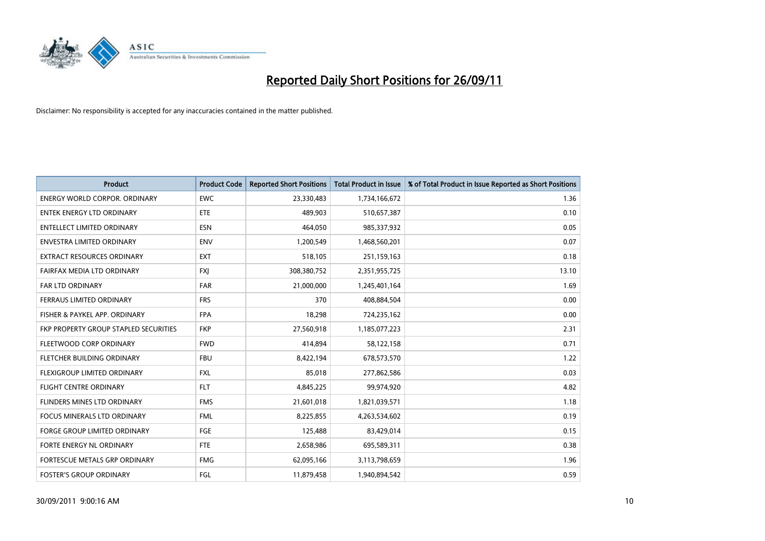# Reported Daily Short Positions for 26/09/11

Disclaimer: No responsibility is accepted for any inaccuracies contained in the matter published.

| Product | Product Code | Reported Short Positions | Total Product in Issue | % of Total Product in Issue Reported as Short Positions |
|---|---|---|---|---|
| ENERGY WORLD CORPOR. ORDINARY | EWC | 23,330,483 | 1,734,166,672 | 1.36 |
| ENTEK ENERGY LTD ORDINARY | ETE | 489,903 | 510,657,387 | 0.10 |
| ENTELLECT LIMITED ORDINARY | ESN | 464,050 | 985,337,932 | 0.05 |
| ENVESTRA LIMITED ORDINARY | ENV | 1,200,549 | 1,468,560,201 | 0.07 |
| EXTRACT RESOURCES ORDINARY | EXT | 518,105 | 251,159,163 | 0.18 |
| FAIRFAX MEDIA LTD ORDINARY | FXJ | 308,380,752 | 2,351,955,725 | 13.10 |
| FAR LTD ORDINARY | FAR | 21,000,000 | 1,245,401,164 | 1.69 |
| FERRAUS LIMITED ORDINARY | FRS | 370 | 408,884,504 | 0.00 |
| FISHER & PAYKEL APP. ORDINARY | FPA | 18,298 | 724,235,162 | 0.00 |
| FKP PROPERTY GROUP STAPLED SECURITIES | FKP | 27,560,918 | 1,185,077,223 | 2.31 |
| FLEETWOOD CORP ORDINARY | FWD | 414,894 | 58,122,158 | 0.71 |
| FLETCHER BUILDING ORDINARY | FBU | 8,422,194 | 678,573,570 | 1.22 |
| FLEXIGROUP LIMITED ORDINARY | FXL | 85,018 | 277,862,586 | 0.03 |
| FLIGHT CENTRE ORDINARY | FLT | 4,845,225 | 99,974,920 | 4.82 |
| FLINDERS MINES LTD ORDINARY | FMS | 21,601,018 | 1,821,039,571 | 1.18 |
| FOCUS MINERALS LTD ORDINARY | FML | 8,225,855 | 4,263,534,602 | 0.19 |
| FORGE GROUP LIMITED ORDINARY | FGE | 125,488 | 83,429,014 | 0.15 |
| FORTE ENERGY NL ORDINARY | FTE | 2,658,986 | 695,589,311 | 0.38 |
| FORTESCUE METALS GRP ORDINARY | FMG | 62,095,166 | 3,113,798,659 | 1.96 |
| FOSTER'S GROUP ORDINARY | FGL | 11,879,458 | 1,940,894,542 | 0.59 |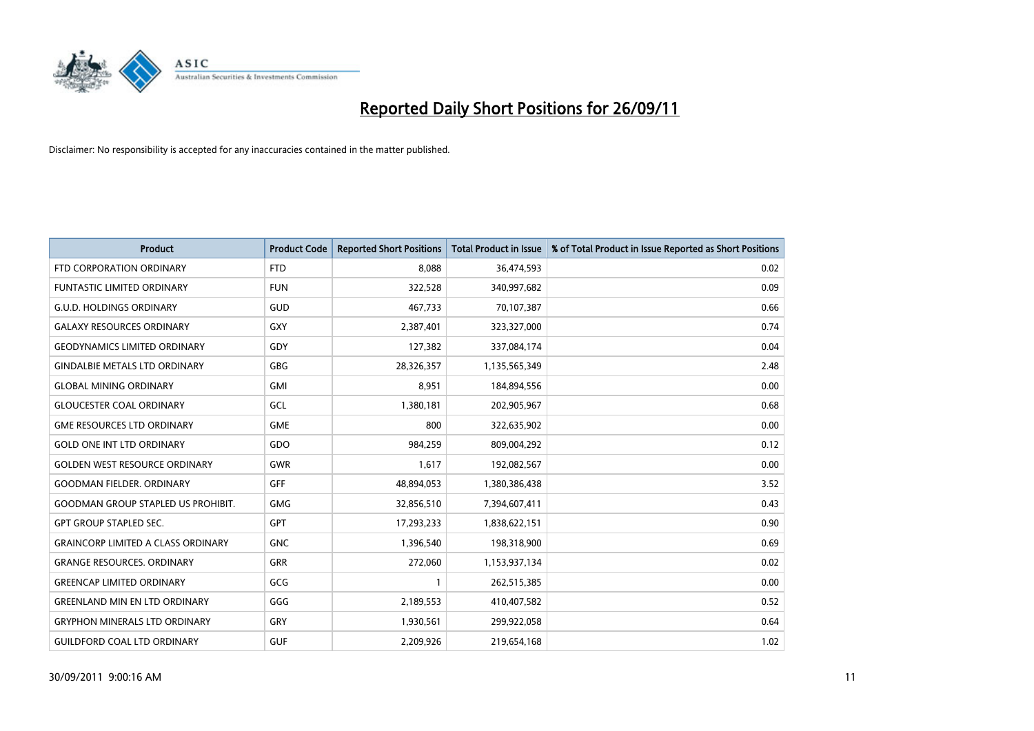# Reported Daily Short Positions for 26/09/11

Disclaimer: No responsibility is accepted for any inaccuracies contained in the matter published.

| Product | Product Code | Reported Short Positions | Total Product in Issue | % of Total Product in Issue Reported as Short Positions |
|---|---|---|---|---|
| FTD CORPORATION ORDINARY | FTD | 8,088 | 36,474,593 | 0.02 |
| FUNTASTIC LIMITED ORDINARY | FUN | 322,528 | 340,997,682 | 0.09 |
| G.U.D. HOLDINGS ORDINARY | GUD | 467,733 | 70,107,387 | 0.66 |
| GALAXY RESOURCES ORDINARY | GXY | 2,387,401 | 323,327,000 | 0.74 |
| GEODYNAMICS LIMITED ORDINARY | GDY | 127,382 | 337,084,174 | 0.04 |
| GINDALBIE METALS LTD ORDINARY | GBG | 28,326,357 | 1,135,565,349 | 2.48 |
| GLOBAL MINING ORDINARY | GMI | 8,951 | 184,894,556 | 0.00 |
| GLOUCESTER COAL ORDINARY | GCL | 1,380,181 | 202,905,967 | 0.68 |
| GME RESOURCES LTD ORDINARY | GME | 800 | 322,635,902 | 0.00 |
| GOLD ONE INT LTD ORDINARY | GDO | 984,259 | 809,004,292 | 0.12 |
| GOLDEN WEST RESOURCE ORDINARY | GWR | 1,617 | 192,082,567 | 0.00 |
| GOODMAN FIELDER. ORDINARY | GFF | 48,894,053 | 1,380,386,438 | 3.52 |
| GOODMAN GROUP STAPLED US PROHIBIT. | GMG | 32,856,510 | 7,394,607,411 | 0.43 |
| GPT GROUP STAPLED SEC. | GPT | 17,293,233 | 1,838,622,151 | 0.90 |
| GRAINCORP LIMITED A CLASS ORDINARY | GNC | 1,396,540 | 198,318,900 | 0.69 |
| GRANGE RESOURCES. ORDINARY | GRR | 272,060 | 1,153,937,134 | 0.02 |
| GREENCAP LIMITED ORDINARY | GCG | 1 | 262,515,385 | 0.00 |
| GREENLAND MIN EN LTD ORDINARY | GGG | 2,189,553 | 410,407,582 | 0.52 |
| GRYPHON MINERALS LTD ORDINARY | GRY | 1,930,561 | 299,922,058 | 0.64 |
| GUILDFORD COAL LTD ORDINARY | GUF | 2,209,926 | 219,654,168 | 1.02 |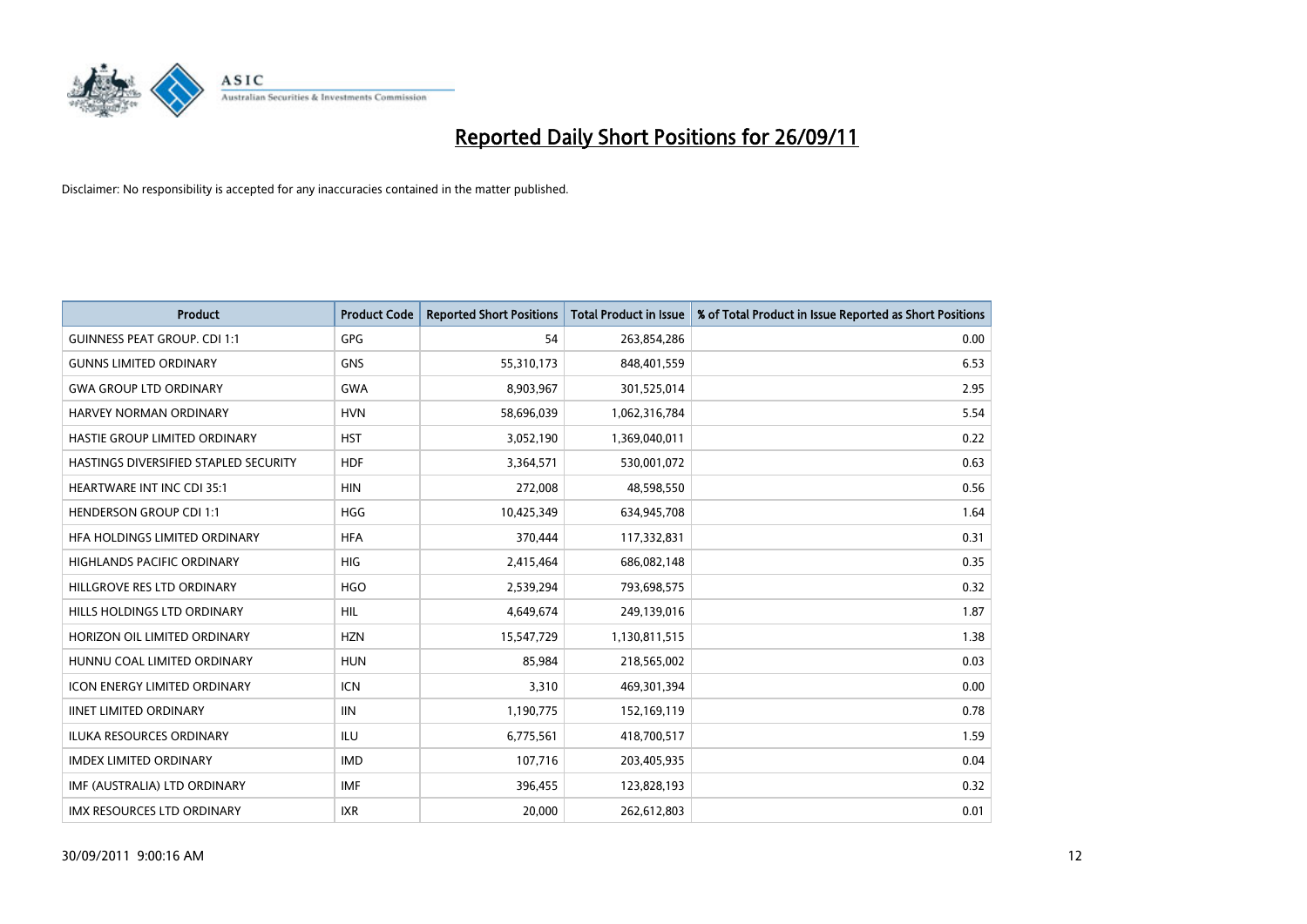# Reported Daily Short Positions for 26/09/11

Disclaimer: No responsibility is accepted for any inaccuracies contained in the matter published.

| Product | Product Code | Reported Short Positions | Total Product in Issue | % of Total Product in Issue Reported as Short Positions |
|---|---|---|---|---|
| GUINNESS PEAT GROUP. CDI 1:1 | GPG | 54 | 263,854,286 | 0.00 |
| GUNNS LIMITED ORDINARY | GNS | 55,310,173 | 848,401,559 | 6.53 |
| GWA GROUP LTD ORDINARY | GWA | 8,903,967 | 301,525,014 | 2.95 |
| HARVEY NORMAN ORDINARY | HVN | 58,696,039 | 1,062,316,784 | 5.54 |
| HASTIE GROUP LIMITED ORDINARY | HST | 3,052,190 | 1,369,040,011 | 0.22 |
| HASTINGS DIVERSIFIED STAPLED SECURITY | HDF | 3,364,571 | 530,001,072 | 0.63 |
| HEARTWARE INT INC CDI 35:1 | HIN | 272,008 | 48,598,550 | 0.56 |
| HENDERSON GROUP CDI 1:1 | HGG | 10,425,349 | 634,945,708 | 1.64 |
| HFA HOLDINGS LIMITED ORDINARY | HFA | 370,444 | 117,332,831 | 0.31 |
| HIGHLANDS PACIFIC ORDINARY | HIG | 2,415,464 | 686,082,148 | 0.35 |
| HILLGROVE RES LTD ORDINARY | HGO | 2,539,294 | 793,698,575 | 0.32 |
| HILLS HOLDINGS LTD ORDINARY | HIL | 4,649,674 | 249,139,016 | 1.87 |
| HORIZON OIL LIMITED ORDINARY | HZN | 15,547,729 | 1,130,811,515 | 1.38 |
| HUNNU COAL LIMITED ORDINARY | HUN | 85,984 | 218,565,002 | 0.03 |
| ICON ENERGY LIMITED ORDINARY | ICN | 3,310 | 469,301,394 | 0.00 |
| IINET LIMITED ORDINARY | IIN | 1,190,775 | 152,169,119 | 0.78 |
| ILUKA RESOURCES ORDINARY | ILU | 6,775,561 | 418,700,517 | 1.59 |
| IMDEX LIMITED ORDINARY | IMD | 107,716 | 203,405,935 | 0.04 |
| IMF (AUSTRALIA) LTD ORDINARY | IMF | 396,455 | 123,828,193 | 0.32 |
| IMX RESOURCES LTD ORDINARY | IXR | 20,000 | 262,612,803 | 0.01 |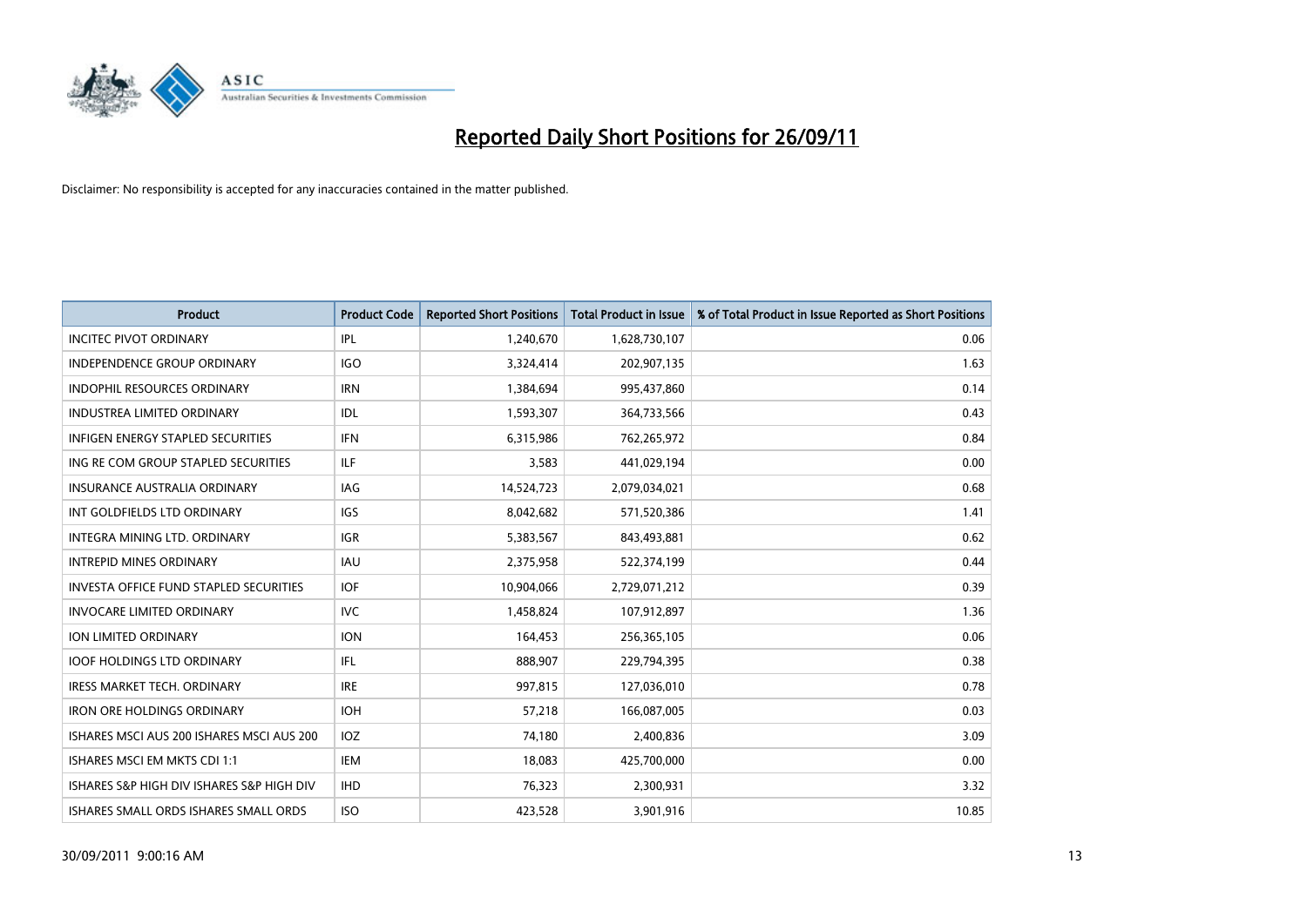# Reported Daily Short Positions for 26/09/11

Disclaimer: No responsibility is accepted for any inaccuracies contained in the matter published.

| Product | Product Code | Reported Short Positions | Total Product in Issue | % of Total Product in Issue Reported as Short Positions |
|---|---|---|---|---|
| INCITEC PIVOT ORDINARY | IPL | 1,240,670 | 1,628,730,107 | 0.06 |
| INDEPENDENCE GROUP ORDINARY | IGO | 3,324,414 | 202,907,135 | 1.63 |
| INDOPHIL RESOURCES ORDINARY | IRN | 1,384,694 | 995,437,860 | 0.14 |
| INDUSTREA LIMITED ORDINARY | IDL | 1,593,307 | 364,733,566 | 0.43 |
| INFIGEN ENERGY STAPLED SECURITIES | IFN | 6,315,986 | 762,265,972 | 0.84 |
| ING RE COM GROUP STAPLED SECURITIES | ILF | 3,583 | 441,029,194 | 0.00 |
| INSURANCE AUSTRALIA ORDINARY | IAG | 14,524,723 | 2,079,034,021 | 0.68 |
| INT GOLDFIELDS LTD ORDINARY | IGS | 8,042,682 | 571,520,386 | 1.41 |
| INTEGRA MINING LTD. ORDINARY | IGR | 5,383,567 | 843,493,881 | 0.62 |
| INTREPID MINES ORDINARY | IAU | 2,375,958 | 522,374,199 | 0.44 |
| INVESTA OFFICE FUND STAPLED SECURITIES | IOF | 10,904,066 | 2,729,071,212 | 0.39 |
| INVOCARE LIMITED ORDINARY | IVC | 1,458,824 | 107,912,897 | 1.36 |
| ION LIMITED ORDINARY | ION | 164,453 | 256,365,105 | 0.06 |
| IOOF HOLDINGS LTD ORDINARY | IFL | 888,907 | 229,794,395 | 0.38 |
| IRESS MARKET TECH. ORDINARY | IRE | 997,815 | 127,036,010 | 0.78 |
| IRON ORE HOLDINGS ORDINARY | IOH | 57,218 | 166,087,005 | 0.03 |
| ISHARES MSCI AUS 200 ISHARES MSCI AUS 200 | IOZ | 74,180 | 2,400,836 | 3.09 |
| ISHARES MSCI EM MKTS CDI 1:1 | IEM | 18,083 | 425,700,000 | 0.00 |
| ISHARES S&P HIGH DIV ISHARES S&P HIGH DIV | IHD | 76,323 | 2,300,931 | 3.32 |
| ISHARES SMALL ORDS ISHARES SMALL ORDS | ISO | 423,528 | 3,901,916 | 10.85 |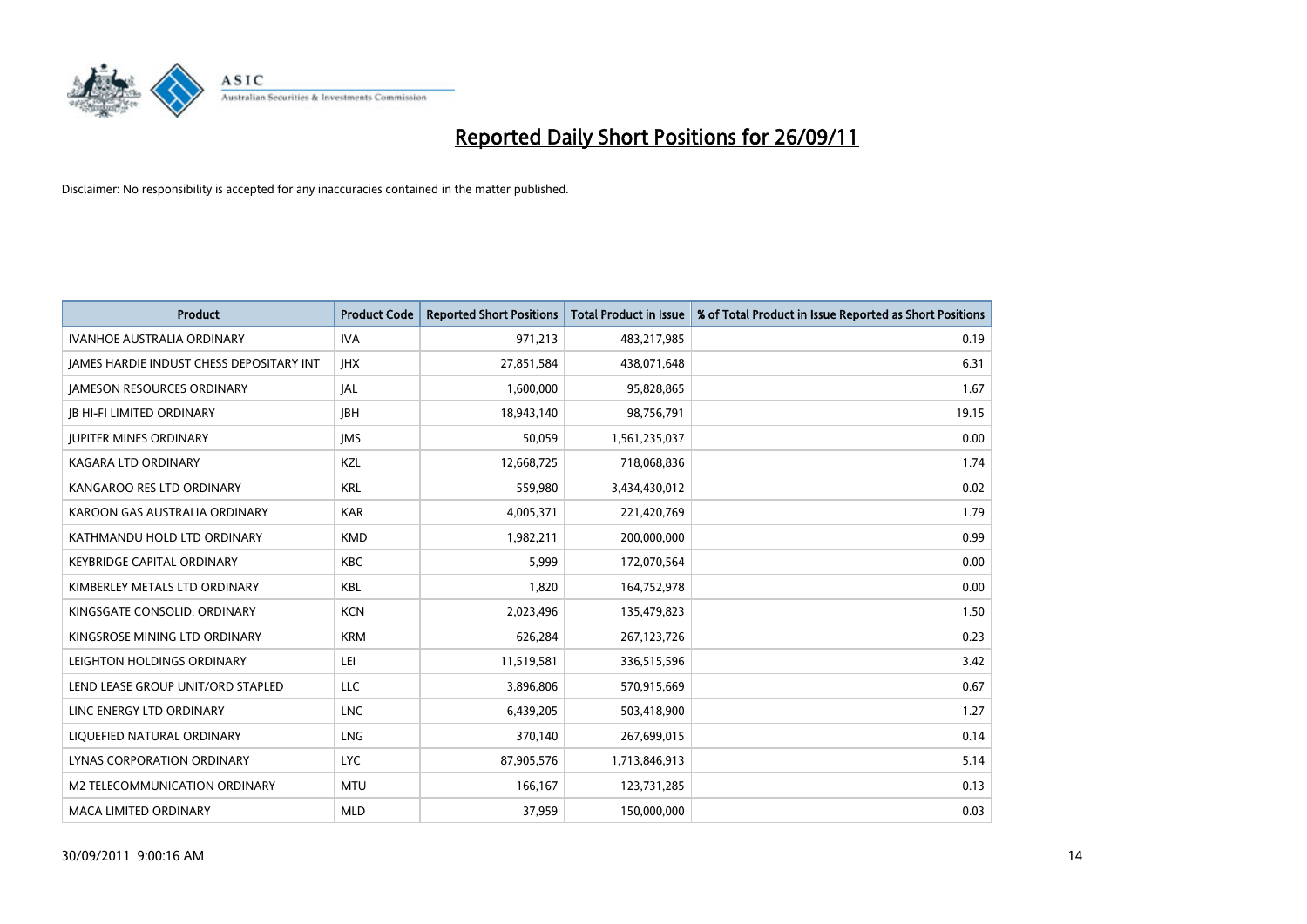# Reported Daily Short Positions for 26/09/11

Disclaimer: No responsibility is accepted for any inaccuracies contained in the matter published.

| Product | Product Code | Reported Short Positions | Total Product in Issue | % of Total Product in Issue Reported as Short Positions |
|---|---|---|---|---|
| IVANHOE AUSTRALIA ORDINARY | IVA | 971,213 | 483,217,985 | 0.19 |
| JAMES HARDIE INDUST CHESS DEPOSITARY INT | JHX | 27,851,584 | 438,071,648 | 6.31 |
| JAMESON RESOURCES ORDINARY | JAL | 1,600,000 | 95,828,865 | 1.67 |
| JB HI-FI LIMITED ORDINARY | JBH | 18,943,140 | 98,756,791 | 19.15 |
| JUPITER MINES ORDINARY | JMS | 50,059 | 1,561,235,037 | 0.00 |
| KAGARA LTD ORDINARY | KZL | 12,668,725 | 718,068,836 | 1.74 |
| KANGAROO RES LTD ORDINARY | KRL | 559,980 | 3,434,430,012 | 0.02 |
| KAROON GAS AUSTRALIA ORDINARY | KAR | 4,005,371 | 221,420,769 | 1.79 |
| KATHMANDU HOLD LTD ORDINARY | KMD | 1,982,211 | 200,000,000 | 0.99 |
| KEYBRIDGE CAPITAL ORDINARY | KBC | 5,999 | 172,070,564 | 0.00 |
| KIMBERLEY METALS LTD ORDINARY | KBL | 1,820 | 164,752,978 | 0.00 |
| KINGSGATE CONSOLID. ORDINARY | KCN | 2,023,496 | 135,479,823 | 1.50 |
| KINGSROSE MINING LTD ORDINARY | KRM | 626,284 | 267,123,726 | 0.23 |
| LEIGHTON HOLDINGS ORDINARY | LEI | 11,519,581 | 336,515,596 | 3.42 |
| LEND LEASE GROUP UNIT/ORD STAPLED | LLC | 3,896,806 | 570,915,669 | 0.67 |
| LINC ENERGY LTD ORDINARY | LNC | 6,439,205 | 503,418,900 | 1.27 |
| LIQUEFIED NATURAL ORDINARY | LNG | 370,140 | 267,699,015 | 0.14 |
| LYNAS CORPORATION ORDINARY | LYC | 87,905,576 | 1,713,846,913 | 5.14 |
| M2 TELECOMMUNICATION ORDINARY | MTU | 166,167 | 123,731,285 | 0.13 |
| MACA LIMITED ORDINARY | MLD | 37,959 | 150,000,000 | 0.03 |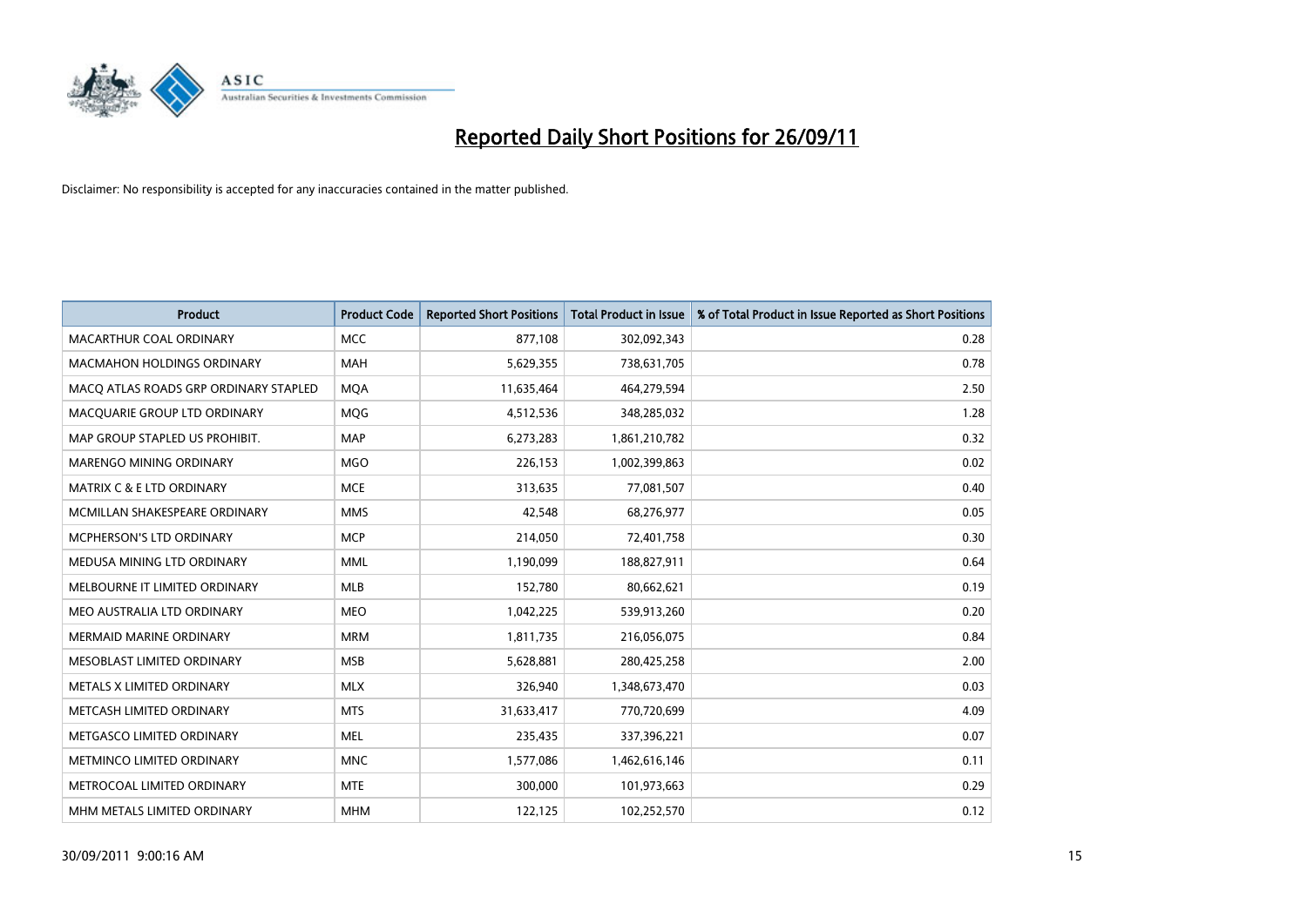# Reported Daily Short Positions for 26/09/11

Disclaimer: No responsibility is accepted for any inaccuracies contained in the matter published.

| Product | Product Code | Reported Short Positions | Total Product in Issue | % of Total Product in Issue Reported as Short Positions |
|---|---|---|---|---|
| MACARTHUR COAL ORDINARY | MCC | 877,108 | 302,092,343 | 0.28 |
| MACMAHON HOLDINGS ORDINARY | MAH | 5,629,355 | 738,631,705 | 0.78 |
| MACQ ATLAS ROADS GRP ORDINARY STAPLED | MQA | 11,635,464 | 464,279,594 | 2.50 |
| MACQUARIE GROUP LTD ORDINARY | MQG | 4,512,536 | 348,285,032 | 1.28 |
| MAP GROUP STAPLED US PROHIBIT. | MAP | 6,273,283 | 1,861,210,782 | 0.32 |
| MARENGO MINING ORDINARY | MGO | 226,153 | 1,002,399,863 | 0.02 |
| MATRIX C & E LTD ORDINARY | MCE | 313,635 | 77,081,507 | 0.40 |
| MCMILLAN SHAKESPEARE ORDINARY | MMS | 42,548 | 68,276,977 | 0.05 |
| MCPHERSON'S LTD ORDINARY | MCP | 214,050 | 72,401,758 | 0.30 |
| MEDUSA MINING LTD ORDINARY | MML | 1,190,099 | 188,827,911 | 0.64 |
| MELBOURNE IT LIMITED ORDINARY | MLB | 152,780 | 80,662,621 | 0.19 |
| MEO AUSTRALIA LTD ORDINARY | MEO | 1,042,225 | 539,913,260 | 0.20 |
| MERMAID MARINE ORDINARY | MRM | 1,811,735 | 216,056,075 | 0.84 |
| MESOBLAST LIMITED ORDINARY | MSB | 5,628,881 | 280,425,258 | 2.00 |
| METALS X LIMITED ORDINARY | MLX | 326,940 | 1,348,673,470 | 0.03 |
| METCASH LIMITED ORDINARY | MTS | 31,633,417 | 770,720,699 | 4.09 |
| METGASCO LIMITED ORDINARY | MEL | 235,435 | 337,396,221 | 0.07 |
| METMINCO LIMITED ORDINARY | MNC | 1,577,086 | 1,462,616,146 | 0.11 |
| METROCOAL LIMITED ORDINARY | MTE | 300,000 | 101,973,663 | 0.29 |
| MHM METALS LIMITED ORDINARY | MHM | 122,125 | 102,252,570 | 0.12 |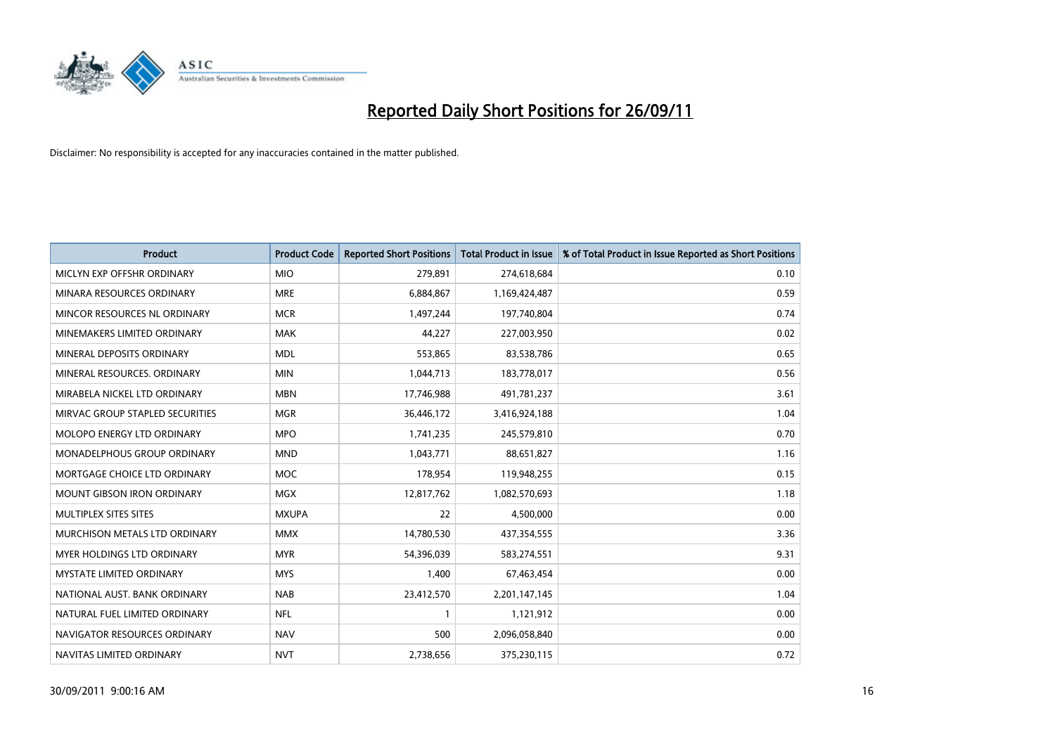# Reported Daily Short Positions for 26/09/11

Disclaimer: No responsibility is accepted for any inaccuracies contained in the matter published.

| Product | Product Code | Reported Short Positions | Total Product in Issue | % of Total Product in Issue Reported as Short Positions |
|---|---|---|---|---|
| MICLYN EXP OFFSHR ORDINARY | MIO | 279,891 | 274,618,684 | 0.10 |
| MINARA RESOURCES ORDINARY | MRE | 6,884,867 | 1,169,424,487 | 0.59 |
| MINCOR RESOURCES NL ORDINARY | MCR | 1,497,244 | 197,740,804 | 0.74 |
| MINEMAKERS LIMITED ORDINARY | MAK | 44,227 | 227,003,950 | 0.02 |
| MINERAL DEPOSITS ORDINARY | MDL | 553,865 | 83,538,786 | 0.65 |
| MINERAL RESOURCES. ORDINARY | MIN | 1,044,713 | 183,778,017 | 0.56 |
| MIRABELA NICKEL LTD ORDINARY | MBN | 17,746,988 | 491,781,237 | 3.61 |
| MIRVAC GROUP STAPLED SECURITIES | MGR | 36,446,172 | 3,416,924,188 | 1.04 |
| MOLOPO ENERGY LTD ORDINARY | MPO | 1,741,235 | 245,579,810 | 0.70 |
| MONADELPHOUS GROUP ORDINARY | MND | 1,043,771 | 88,651,827 | 1.16 |
| MORTGAGE CHOICE LTD ORDINARY | MOC | 178,954 | 119,948,255 | 0.15 |
| MOUNT GIBSON IRON ORDINARY | MGX | 12,817,762 | 1,082,570,693 | 1.18 |
| MULTIPLEX SITES SITES | MXUPA | 22 | 4,500,000 | 0.00 |
| MURCHISON METALS LTD ORDINARY | MMX | 14,780,530 | 437,354,555 | 3.36 |
| MYER HOLDINGS LTD ORDINARY | MYR | 54,396,039 | 583,274,551 | 9.31 |
| MYSTATE LIMITED ORDINARY | MYS | 1,400 | 67,463,454 | 0.00 |
| NATIONAL AUST. BANK ORDINARY | NAB | 23,412,570 | 2,201,147,145 | 1.04 |
| NATURAL FUEL LIMITED ORDINARY | NFL | 1 | 1,121,912 | 0.00 |
| NAVIGATOR RESOURCES ORDINARY | NAV | 500 | 2,096,058,840 | 0.00 |
| NAVITAS LIMITED ORDINARY | NVT | 2,738,656 | 375,230,115 | 0.72 |

30/09/2011 9:00:16 AM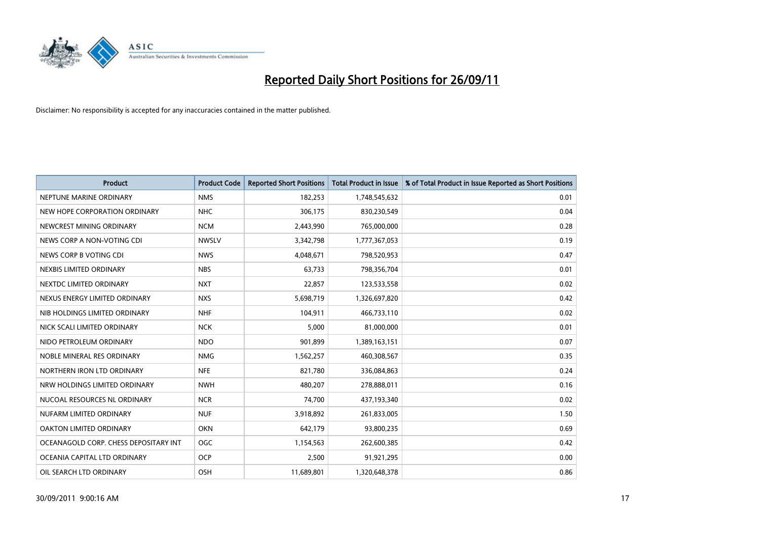# Reported Daily Short Positions for 26/09/11

Disclaimer: No responsibility is accepted for any inaccuracies contained in the matter published.

| Product | Product Code | Reported Short Positions | Total Product in Issue | % of Total Product in Issue Reported as Short Positions |
| --- | --- | --- | --- | --- |
| NEPTUNE MARINE ORDINARY | NMS | 182,253 | 1,748,545,632 | 0.01 |
| NEW HOPE CORPORATION ORDINARY | NHC | 306,175 | 830,230,549 | 0.04 |
| NEWCREST MINING ORDINARY | NCM | 2,443,990 | 765,000,000 | 0.28 |
| NEWS CORP A NON-VOTING CDI | NWSLV | 3,342,798 | 1,777,367,053 | 0.19 |
| NEWS CORP B VOTING CDI | NWS | 4,048,671 | 798,520,953 | 0.47 |
| NEXBIS LIMITED ORDINARY | NBS | 63,733 | 798,356,704 | 0.01 |
| NEXTDC LIMITED ORDINARY | NXT | 22,857 | 123,533,558 | 0.02 |
| NEXUS ENERGY LIMITED ORDINARY | NXS | 5,698,719 | 1,326,697,820 | 0.42 |
| NIB HOLDINGS LIMITED ORDINARY | NHF | 104,911 | 466,733,110 | 0.02 |
| NICK SCALI LIMITED ORDINARY | NCK | 5,000 | 81,000,000 | 0.01 |
| NIDO PETROLEUM ORDINARY | NDO | 901,899 | 1,389,163,151 | 0.07 |
| NOBLE MINERAL RES ORDINARY | NMG | 1,562,257 | 460,308,567 | 0.35 |
| NORTHERN IRON LTD ORDINARY | NFE | 821,780 | 336,084,863 | 0.24 |
| NRW HOLDINGS LIMITED ORDINARY | NWH | 480,207 | 278,888,011 | 0.16 |
| NUCOAL RESOURCES NL ORDINARY | NCR | 74,700 | 437,193,340 | 0.02 |
| NUFARM LIMITED ORDINARY | NUF | 3,918,892 | 261,833,005 | 1.50 |
| OAKTON LIMITED ORDINARY | OKN | 642,179 | 93,800,235 | 0.69 |
| OCEANAGOLD CORP. CHESS DEPOSITARY INT | OGC | 1,154,563 | 262,600,385 | 0.42 |
| OCEANIA CAPITAL LTD ORDINARY | OCP | 2,500 | 91,921,295 | 0.00 |
| OIL SEARCH LTD ORDINARY | OSH | 11,689,801 | 1,320,648,378 | 0.86 |

30/09/2011 9:00:16 AM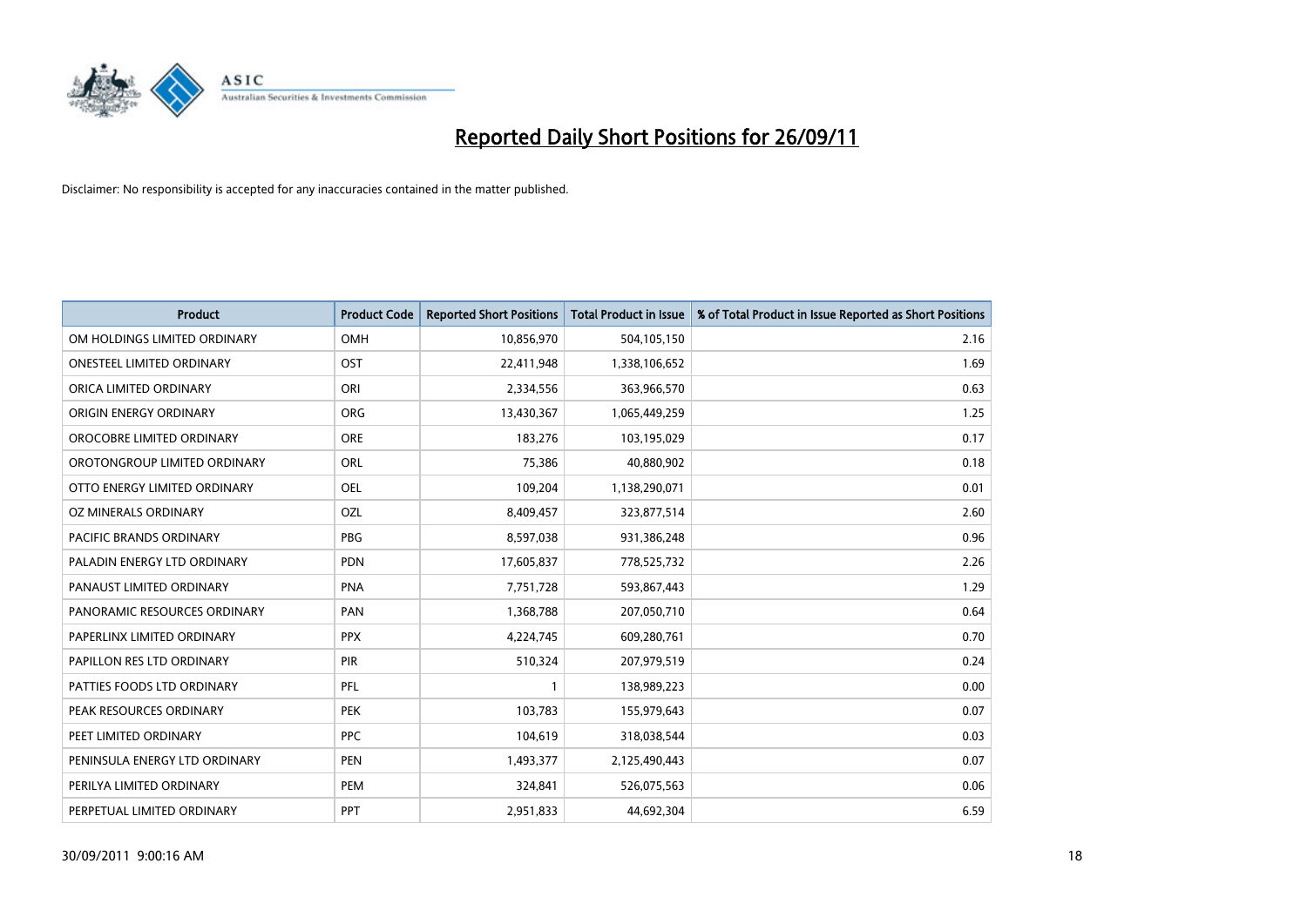# Reported Daily Short Positions for 26/09/11

Disclaimer: No responsibility is accepted for any inaccuracies contained in the matter published.

| Product | Product Code | Reported Short Positions | Total Product in Issue | % of Total Product in Issue Reported as Short Positions |
|---|---|---|---|---|
| OM HOLDINGS LIMITED ORDINARY | OMH | 10,856,970 | 504,105,150 | 2.16 |
| ONESTEEL LIMITED ORDINARY | OST | 22,411,948 | 1,338,106,652 | 1.69 |
| ORICA LIMITED ORDINARY | ORI | 2,334,556 | 363,966,570 | 0.63 |
| ORIGIN ENERGY ORDINARY | ORG | 13,430,367 | 1,065,449,259 | 1.25 |
| OROCOBRE LIMITED ORDINARY | ORE | 183,276 | 103,195,029 | 0.17 |
| OROTONGROUP LIMITED ORDINARY | ORL | 75,386 | 40,880,902 | 0.18 |
| OTTO ENERGY LIMITED ORDINARY | OEL | 109,204 | 1,138,290,071 | 0.01 |
| OZ MINERALS ORDINARY | OZL | 8,409,457 | 323,877,514 | 2.60 |
| PACIFIC BRANDS ORDINARY | PBG | 8,597,038 | 931,386,248 | 0.96 |
| PALADIN ENERGY LTD ORDINARY | PDN | 17,605,837 | 778,525,732 | 2.26 |
| PANAUST LIMITED ORDINARY | PNA | 7,751,728 | 593,867,443 | 1.29 |
| PANORAMIC RESOURCES ORDINARY | PAN | 1,368,788 | 207,050,710 | 0.64 |
| PAPERLINX LIMITED ORDINARY | PPX | 4,224,745 | 609,280,761 | 0.70 |
| PAPILLON RES LTD ORDINARY | PIR | 510,324 | 207,979,519 | 0.24 |
| PATTIES FOODS LTD ORDINARY | PFL | 1 | 138,989,223 | 0.00 |
| PEAK RESOURCES ORDINARY | PEK | 103,783 | 155,979,643 | 0.07 |
| PEET LIMITED ORDINARY | PPC | 104,619 | 318,038,544 | 0.03 |
| PENINSULA ENERGY LTD ORDINARY | PEN | 1,493,377 | 2,125,490,443 | 0.07 |
| PERILYA LIMITED ORDINARY | PEM | 324,841 | 526,075,563 | 0.06 |
| PERPETUAL LIMITED ORDINARY | PPT | 2,951,833 | 44,692,304 | 6.59 |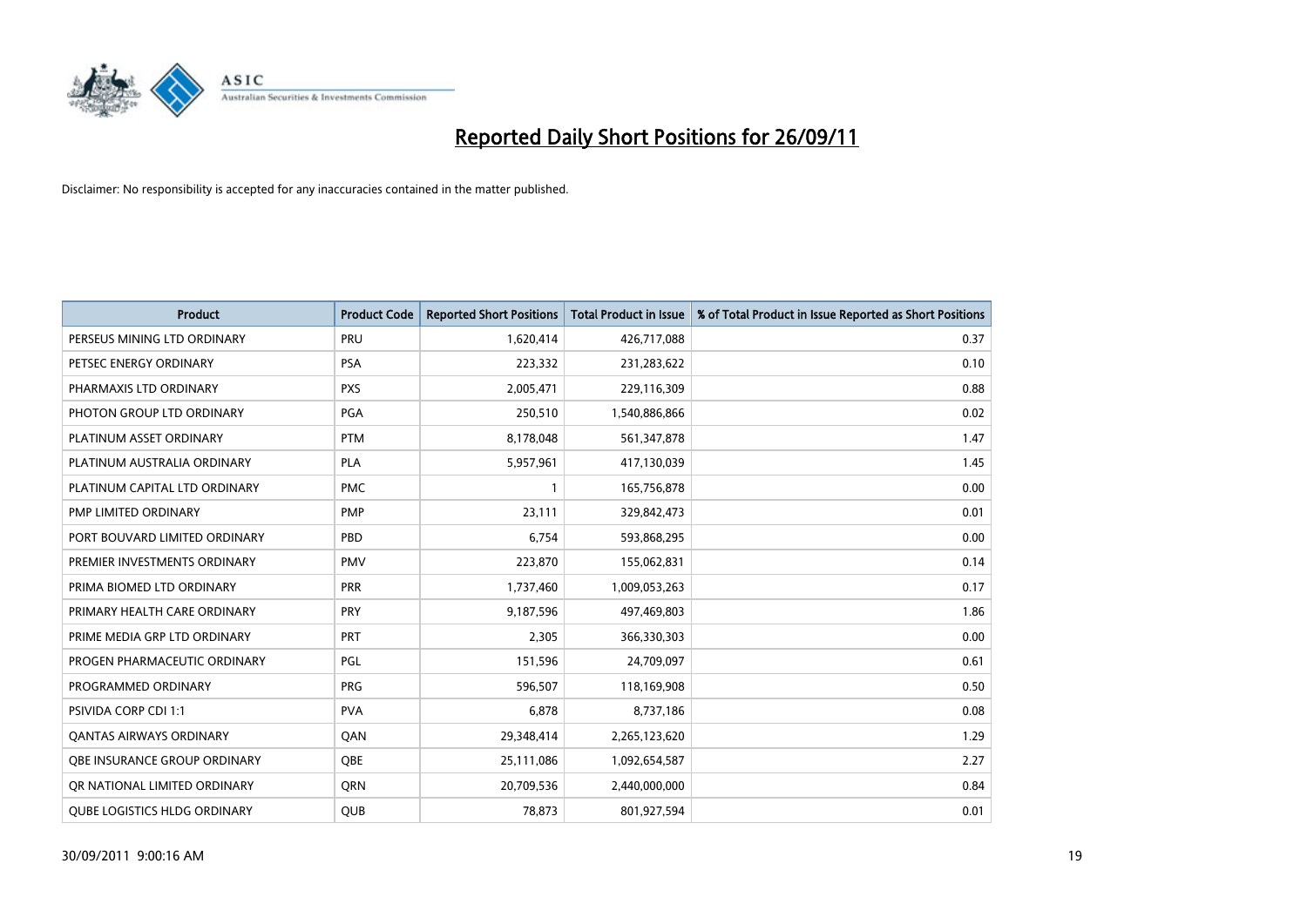# Reported Daily Short Positions for 26/09/11

Disclaimer: No responsibility is accepted for any inaccuracies contained in the matter published.

| Product | Product Code | Reported Short Positions | Total Product in Issue | % of Total Product in Issue Reported as Short Positions |
|---|---|---|---|---|
| PERSEUS MINING LTD ORDINARY | PRU | 1,620,414 | 426,717,088 | 0.37 |
| PETSEC ENERGY ORDINARY | PSA | 223,332 | 231,283,622 | 0.10 |
| PHARMAXIS LTD ORDINARY | PXS | 2,005,471 | 229,116,309 | 0.88 |
| PHOTON GROUP LTD ORDINARY | PGA | 250,510 | 1,540,886,866 | 0.02 |
| PLATINUM ASSET ORDINARY | PTM | 8,178,048 | 561,347,878 | 1.47 |
| PLATINUM AUSTRALIA ORDINARY | PLA | 5,957,961 | 417,130,039 | 1.45 |
| PLATINUM CAPITAL LTD ORDINARY | PMC | 1 | 165,756,878 | 0.00 |
| PMP LIMITED ORDINARY | PMP | 23,111 | 329,842,473 | 0.01 |
| PORT BOUVARD LIMITED ORDINARY | PBD | 6,754 | 593,868,295 | 0.00 |
| PREMIER INVESTMENTS ORDINARY | PMV | 223,870 | 155,062,831 | 0.14 |
| PRIMA BIOMED LTD ORDINARY | PRR | 1,737,460 | 1,009,053,263 | 0.17 |
| PRIMARY HEALTH CARE ORDINARY | PRY | 9,187,596 | 497,469,803 | 1.86 |
| PRIME MEDIA GRP LTD ORDINARY | PRT | 2,305 | 366,330,303 | 0.00 |
| PROGEN PHARMACEUTIC ORDINARY | PGL | 151,596 | 24,709,097 | 0.61 |
| PROGRAMMED ORDINARY | PRG | 596,507 | 118,169,908 | 0.50 |
| PSIVIDA CORP CDI 1:1 | PVA | 6,878 | 8,737,186 | 0.08 |
| QANTAS AIRWAYS ORDINARY | QAN | 29,348,414 | 2,265,123,620 | 1.29 |
| QBE INSURANCE GROUP ORDINARY | QBE | 25,111,086 | 1,092,654,587 | 2.27 |
| QR NATIONAL LIMITED ORDINARY | QRN | 20,709,536 | 2,440,000,000 | 0.84 |
| QUBE LOGISTICS HLDG ORDINARY | QUB | 78,873 | 801,927,594 | 0.01 |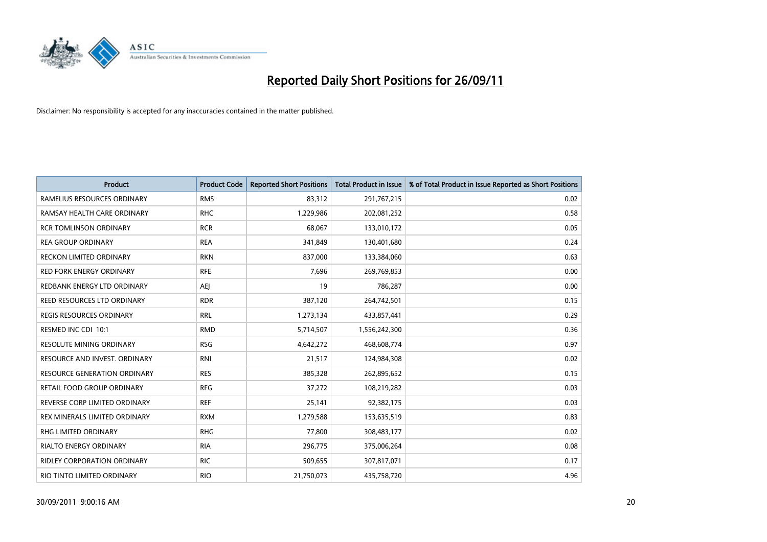# Reported Daily Short Positions for 26/09/11

Disclaimer: No responsibility is accepted for any inaccuracies contained in the matter published.

| Product | Product Code | Reported Short Positions | Total Product in Issue | % of Total Product in Issue Reported as Short Positions |
|---|---|---|---|---|
| RAMELIUS RESOURCES ORDINARY | RMS | 83,312 | 291,767,215 | 0.02 |
| RAMSAY HEALTH CARE ORDINARY | RHC | 1,229,986 | 202,081,252 | 0.58 |
| RCR TOMLINSON ORDINARY | RCR | 68,067 | 133,010,172 | 0.05 |
| REA GROUP ORDINARY | REA | 341,849 | 130,401,680 | 0.24 |
| RECKON LIMITED ORDINARY | RKN | 837,000 | 133,384,060 | 0.63 |
| RED FORK ENERGY ORDINARY | RFE | 7,696 | 269,769,853 | 0.00 |
| REDBANK ENERGY LTD ORDINARY | AEJ | 19 | 786,287 | 0.00 |
| REED RESOURCES LTD ORDINARY | RDR | 387,120 | 264,742,501 | 0.15 |
| REGIS RESOURCES ORDINARY | RRL | 1,273,134 | 433,857,441 | 0.29 |
| RESMED INC CDI 10:1 | RMD | 5,714,507 | 1,556,242,300 | 0.36 |
| RESOLUTE MINING ORDINARY | RSG | 4,642,272 | 468,608,774 | 0.97 |
| RESOURCE AND INVEST. ORDINARY | RNI | 21,517 | 124,984,308 | 0.02 |
| RESOURCE GENERATION ORDINARY | RES | 385,328 | 262,895,652 | 0.15 |
| RETAIL FOOD GROUP ORDINARY | RFG | 37,272 | 108,219,282 | 0.03 |
| REVERSE CORP LIMITED ORDINARY | REF | 25,141 | 92,382,175 | 0.03 |
| REX MINERALS LIMITED ORDINARY | RXM | 1,279,588 | 153,635,519 | 0.83 |
| RHG LIMITED ORDINARY | RHG | 77,800 | 308,483,177 | 0.02 |
| RIALTO ENERGY ORDINARY | RIA | 296,775 | 375,006,264 | 0.08 |
| RIDLEY CORPORATION ORDINARY | RIC | 509,655 | 307,817,071 | 0.17 |
| RIO TINTO LIMITED ORDINARY | RIO | 21,750,073 | 435,758,720 | 4.96 |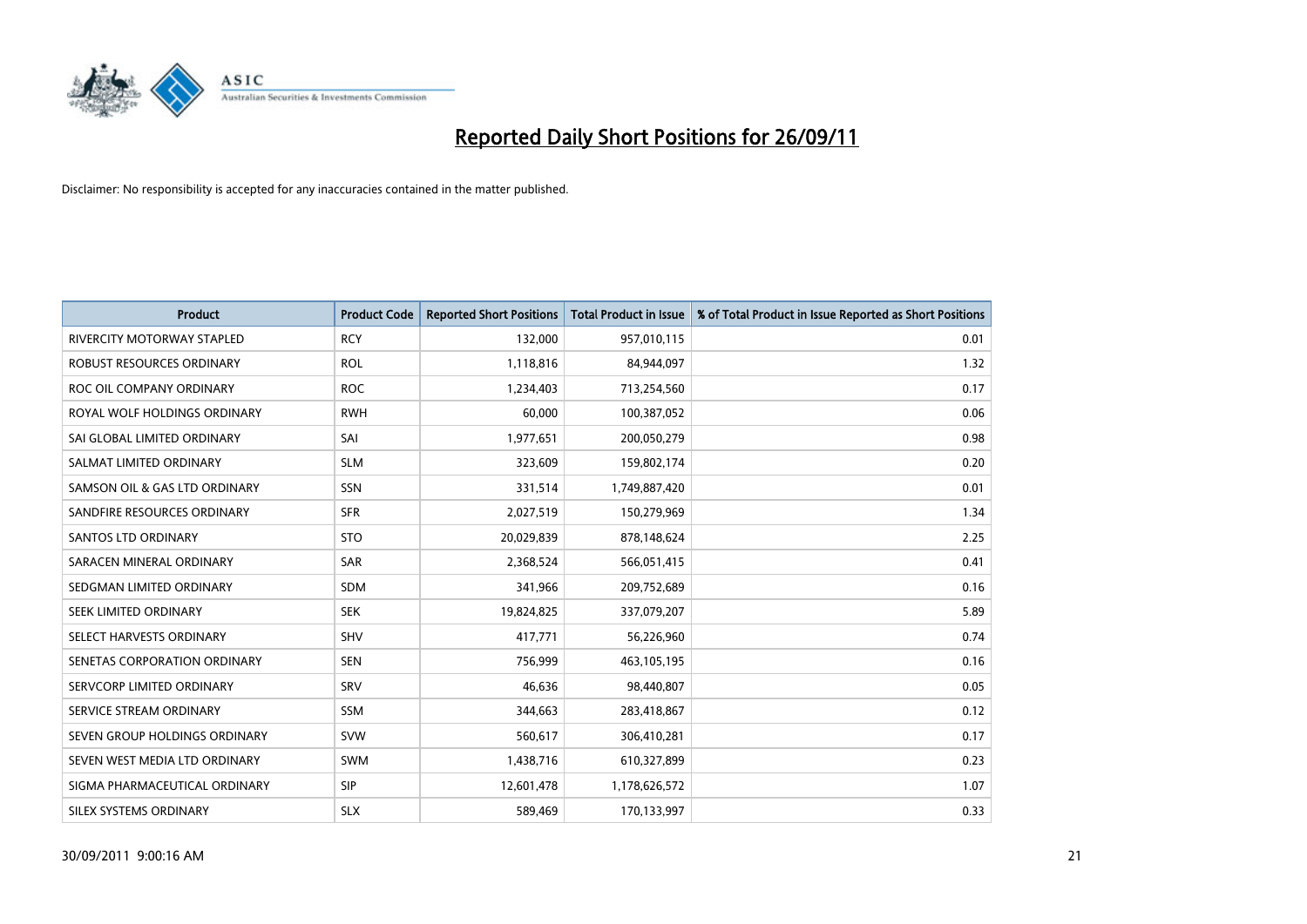# Reported Daily Short Positions for 26/09/11

Disclaimer: No responsibility is accepted for any inaccuracies contained in the matter published.

| Product | Product Code | Reported Short Positions | Total Product in Issue | % of Total Product in Issue Reported as Short Positions |
|---|---|---|---|---|
| RIVERCITY MOTORWAY STAPLED | RCY | 132,000 | 957,010,115 | 0.01 |
| ROBUST RESOURCES ORDINARY | ROL | 1,118,816 | 84,944,097 | 1.32 |
| ROC OIL COMPANY ORDINARY | ROC | 1,234,403 | 713,254,560 | 0.17 |
| ROYAL WOLF HOLDINGS ORDINARY | RWH | 60,000 | 100,387,052 | 0.06 |
| SAI GLOBAL LIMITED ORDINARY | SAI | 1,977,651 | 200,050,279 | 0.98 |
| SALMAT LIMITED ORDINARY | SLM | 323,609 | 159,802,174 | 0.20 |
| SAMSON OIL & GAS LTD ORDINARY | SSN | 331,514 | 1,749,887,420 | 0.01 |
| SANDFIRE RESOURCES ORDINARY | SFR | 2,027,519 | 150,279,969 | 1.34 |
| SANTOS LTD ORDINARY | STO | 20,029,839 | 878,148,624 | 2.25 |
| SARACEN MINERAL ORDINARY | SAR | 2,368,524 | 566,051,415 | 0.41 |
| SEDGMAN LIMITED ORDINARY | SDM | 341,966 | 209,752,689 | 0.16 |
| SEEK LIMITED ORDINARY | SEK | 19,824,825 | 337,079,207 | 5.89 |
| SELECT HARVESTS ORDINARY | SHV | 417,771 | 56,226,960 | 0.74 |
| SENETAS CORPORATION ORDINARY | SEN | 756,999 | 463,105,195 | 0.16 |
| SERVCORP LIMITED ORDINARY | SRV | 46,636 | 98,440,807 | 0.05 |
| SERVICE STREAM ORDINARY | SSM | 344,663 | 283,418,867 | 0.12 |
| SEVEN GROUP HOLDINGS ORDINARY | SVW | 560,617 | 306,410,281 | 0.17 |
| SEVEN WEST MEDIA LTD ORDINARY | SWM | 1,438,716 | 610,327,899 | 0.23 |
| SIGMA PHARMACEUTICAL ORDINARY | SIP | 12,601,478 | 1,178,626,572 | 1.07 |
| SILEX SYSTEMS ORDINARY | SLX | 589,469 | 170,133,997 | 0.33 |

30/09/2011 9:00:16 AM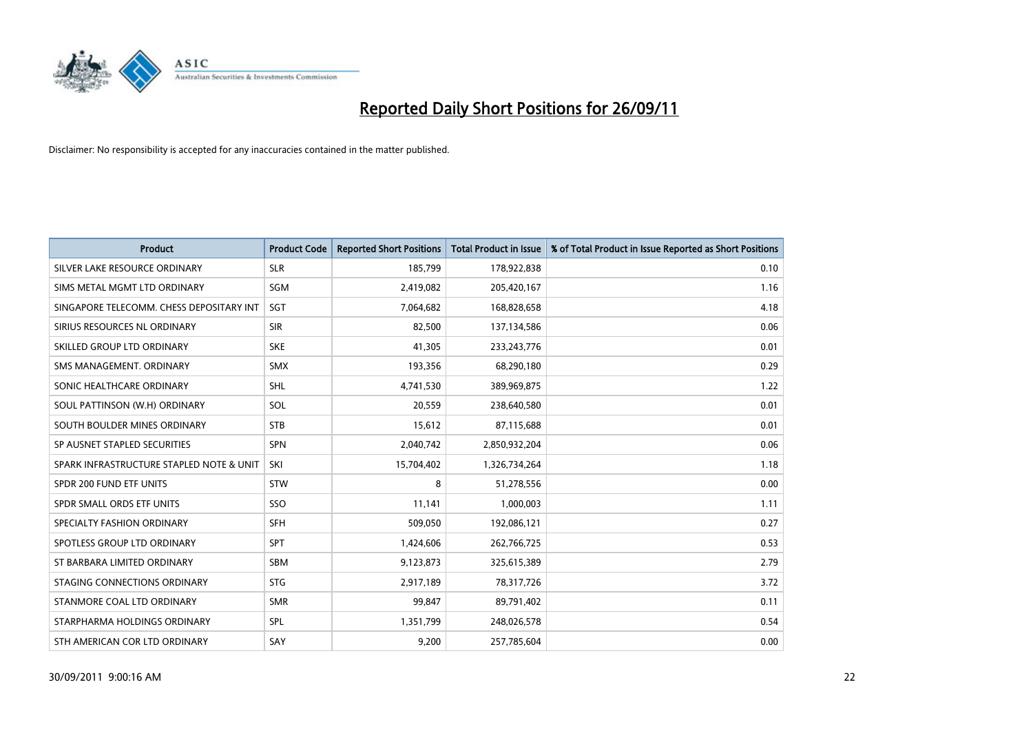# Reported Daily Short Positions for 26/09/11

Disclaimer: No responsibility is accepted for any inaccuracies contained in the matter published.

| Product | Product Code | Reported Short Positions | Total Product in Issue | % of Total Product in Issue Reported as Short Positions |
| --- | --- | --- | --- | --- |
| SILVER LAKE RESOURCE ORDINARY | SLR | 185,799 | 178,922,838 | 0.10 |
| SIMS METAL MGMT LTD ORDINARY | SGM | 2,419,082 | 205,420,167 | 1.16 |
| SINGAPORE TELECOMM. CHESS DEPOSITARY INT | SGT | 7,064,682 | 168,828,658 | 4.18 |
| SIRIUS RESOURCES NL ORDINARY | SIR | 82,500 | 137,134,586 | 0.06 |
| SKILLED GROUP LTD ORDINARY | SKE | 41,305 | 233,243,776 | 0.01 |
| SMS MANAGEMENT. ORDINARY | SMX | 193,356 | 68,290,180 | 0.29 |
| SONIC HEALTHCARE ORDINARY | SHL | 4,741,530 | 389,969,875 | 1.22 |
| SOUL PATTINSON (W.H) ORDINARY | SOL | 20,559 | 238,640,580 | 0.01 |
| SOUTH BOULDER MINES ORDINARY | STB | 15,612 | 87,115,688 | 0.01 |
| SP AUSNET STAPLED SECURITIES | SPN | 2,040,742 | 2,850,932,204 | 0.06 |
| SPARK INFRASTRUCTURE STAPLED NOTE & UNIT | SKI | 15,704,402 | 1,326,734,264 | 1.18 |
| SPDR 200 FUND ETF UNITS | STW | 8 | 51,278,556 | 0.00 |
| SPDR SMALL ORDS ETF UNITS | SSO | 11,141 | 1,000,003 | 1.11 |
| SPECIALTY FASHION ORDINARY | SFH | 509,050 | 192,086,121 | 0.27 |
| SPOTLESS GROUP LTD ORDINARY | SPT | 1,424,606 | 262,766,725 | 0.53 |
| ST BARBARA LIMITED ORDINARY | SBM | 9,123,873 | 325,615,389 | 2.79 |
| STAGING CONNECTIONS ORDINARY | STG | 2,917,189 | 78,317,726 | 3.72 |
| STANMORE COAL LTD ORDINARY | SMR | 99,847 | 89,791,402 | 0.11 |
| STARPHARMA HOLDINGS ORDINARY | SPL | 1,351,799 | 248,026,578 | 0.54 |
| STH AMERICAN COR LTD ORDINARY | SAY | 9,200 | 257,785,604 | 0.00 |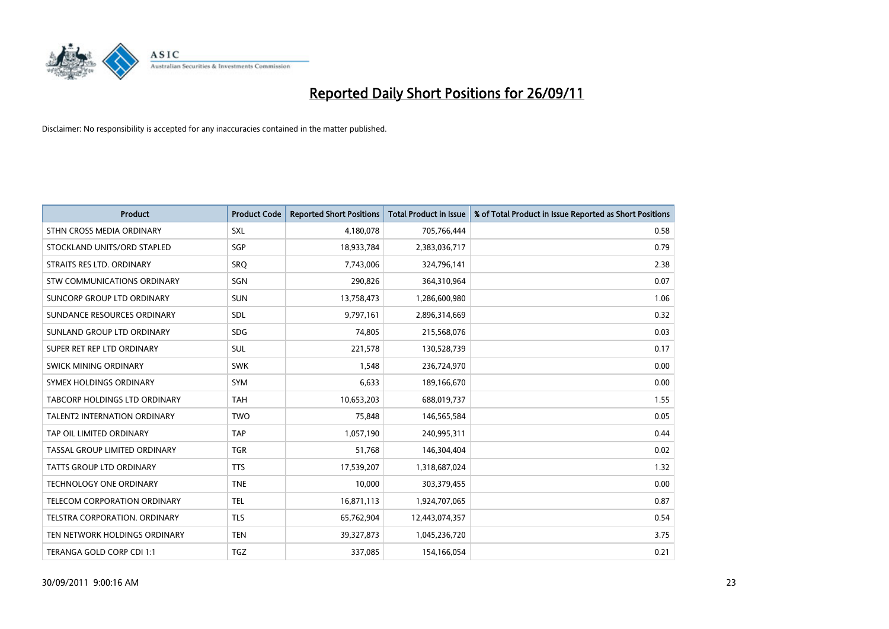# Reported Daily Short Positions for 26/09/11

Disclaimer: No responsibility is accepted for any inaccuracies contained in the matter published.

| Product | Product Code | Reported Short Positions | Total Product in Issue | % of Total Product in Issue Reported as Short Positions |
|---|---|---|---|---|
| STHN CROSS MEDIA ORDINARY | SXL | 4,180,078 | 705,766,444 | 0.58 |
| STOCKLAND UNITS/ORD STAPLED | SGP | 18,933,784 | 2,383,036,717 | 0.79 |
| STRAITS RES LTD. ORDINARY | SRQ | 7,743,006 | 324,796,141 | 2.38 |
| STW COMMUNICATIONS ORDINARY | SGN | 290,826 | 364,310,964 | 0.07 |
| SUNCORP GROUP LTD ORDINARY | SUN | 13,758,473 | 1,286,600,980 | 1.06 |
| SUNDANCE RESOURCES ORDINARY | SDL | 9,797,161 | 2,896,314,669 | 0.32 |
| SUNLAND GROUP LTD ORDINARY | SDG | 74,805 | 215,568,076 | 0.03 |
| SUPER RET REP LTD ORDINARY | SUL | 221,578 | 130,528,739 | 0.17 |
| SWICK MINING ORDINARY | SWK | 1,548 | 236,724,970 | 0.00 |
| SYMEX HOLDINGS ORDINARY | SYM | 6,633 | 189,166,670 | 0.00 |
| TABCORP HOLDINGS LTD ORDINARY | TAH | 10,653,203 | 688,019,737 | 1.55 |
| TALENT2 INTERNATION ORDINARY | TWO | 75,848 | 146,565,584 | 0.05 |
| TAP OIL LIMITED ORDINARY | TAP | 1,057,190 | 240,995,311 | 0.44 |
| TASSAL GROUP LIMITED ORDINARY | TGR | 51,768 | 146,304,404 | 0.02 |
| TATTS GROUP LTD ORDINARY | TTS | 17,539,207 | 1,318,687,024 | 1.32 |
| TECHNOLOGY ONE ORDINARY | TNE | 10,000 | 303,379,455 | 0.00 |
| TELECOM CORPORATION ORDINARY | TEL | 16,871,113 | 1,924,707,065 | 0.87 |
| TELSTRA CORPORATION. ORDINARY | TLS | 65,762,904 | 12,443,074,357 | 0.54 |
| TEN NETWORK HOLDINGS ORDINARY | TEN | 39,327,873 | 1,045,236,720 | 3.75 |
| TERANGA GOLD CORP CDI 1:1 | TGZ | 337,085 | 154,166,054 | 0.21 |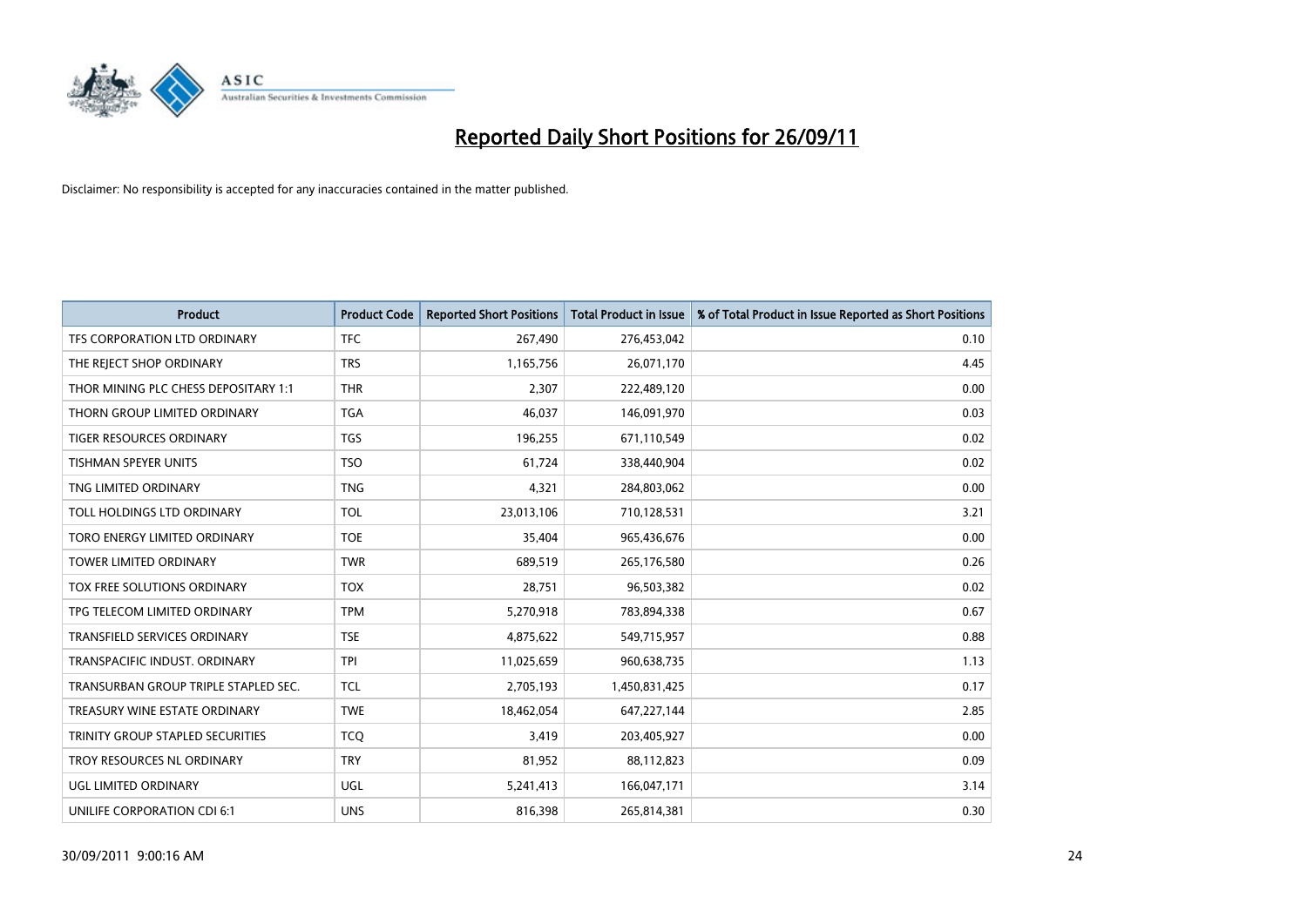# Reported Daily Short Positions for 26/09/11

Disclaimer: No responsibility is accepted for any inaccuracies contained in the matter published.

| Product | Product Code | Reported Short Positions | Total Product in Issue | % of Total Product in Issue Reported as Short Positions |
|---|---|---|---|---|
| TFS CORPORATION LTD ORDINARY | TFC | 267,490 | 276,453,042 | 0.10 |
| THE REJECT SHOP ORDINARY | TRS | 1,165,756 | 26,071,170 | 4.45 |
| THOR MINING PLC CHESS DEPOSITARY 1:1 | THR | 2,307 | 222,489,120 | 0.00 |
| THORN GROUP LIMITED ORDINARY | TGA | 46,037 | 146,091,970 | 0.03 |
| TIGER RESOURCES ORDINARY | TGS | 196,255 | 671,110,549 | 0.02 |
| TISHMAN SPEYER UNITS | TSO | 61,724 | 338,440,904 | 0.02 |
| TNG LIMITED ORDINARY | TNG | 4,321 | 284,803,062 | 0.00 |
| TOLL HOLDINGS LTD ORDINARY | TOL | 23,013,106 | 710,128,531 | 3.21 |
| TORO ENERGY LIMITED ORDINARY | TOE | 35,404 | 965,436,676 | 0.00 |
| TOWER LIMITED ORDINARY | TWR | 689,519 | 265,176,580 | 0.26 |
| TOX FREE SOLUTIONS ORDINARY | TOX | 28,751 | 96,503,382 | 0.02 |
| TPG TELECOM LIMITED ORDINARY | TPM | 5,270,918 | 783,894,338 | 0.67 |
| TRANSFIELD SERVICES ORDINARY | TSE | 4,875,622 | 549,715,957 | 0.88 |
| TRANSPACIFIC INDUST. ORDINARY | TPI | 11,025,659 | 960,638,735 | 1.13 |
| TRANSURBAN GROUP TRIPLE STAPLED SEC. | TCL | 2,705,193 | 1,450,831,425 | 0.17 |
| TREASURY WINE ESTATE ORDINARY | TWE | 18,462,054 | 647,227,144 | 2.85 |
| TRINITY GROUP STAPLED SECURITIES | TCQ | 3,419 | 203,405,927 | 0.00 |
| TROY RESOURCES NL ORDINARY | TRY | 81,952 | 88,112,823 | 0.09 |
| UGL LIMITED ORDINARY | UGL | 5,241,413 | 166,047,171 | 3.14 |
| UNILIFE CORPORATION CDI 6:1 | UNS | 816,398 | 265,814,381 | 0.30 |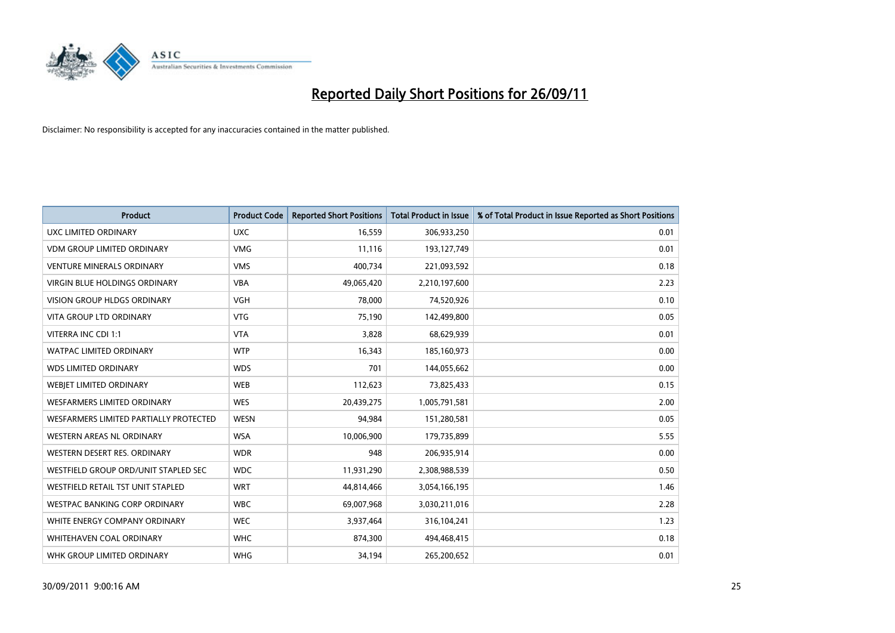# Reported Daily Short Positions for 26/09/11

Disclaimer: No responsibility is accepted for any inaccuracies contained in the matter published.

| Product | Product Code | Reported Short Positions | Total Product in Issue | % of Total Product in Issue Reported as Short Positions |
|---|---|---|---|---|
| UXC LIMITED ORDINARY | UXC | 16,559 | 306,933,250 | 0.01 |
| VDM GROUP LIMITED ORDINARY | VMG | 11,116 | 193,127,749 | 0.01 |
| VENTURE MINERALS ORDINARY | VMS | 400,734 | 221,093,592 | 0.18 |
| VIRGIN BLUE HOLDINGS ORDINARY | VBA | 49,065,420 | 2,210,197,600 | 2.23 |
| VISION GROUP HLDGS ORDINARY | VGH | 78,000 | 74,520,926 | 0.10 |
| VITA GROUP LTD ORDINARY | VTG | 75,190 | 142,499,800 | 0.05 |
| VITERRA INC CDI 1:1 | VTA | 3,828 | 68,629,939 | 0.01 |
| WATPAC LIMITED ORDINARY | WTP | 16,343 | 185,160,973 | 0.00 |
| WDS LIMITED ORDINARY | WDS | 701 | 144,055,662 | 0.00 |
| WEBJET LIMITED ORDINARY | WEB | 112,623 | 73,825,433 | 0.15 |
| WESFARMERS LIMITED ORDINARY | WES | 20,439,275 | 1,005,791,581 | 2.00 |
| WESFARMERS LIMITED PARTIALLY PROTECTED | WESN | 94,984 | 151,280,581 | 0.05 |
| WESTERN AREAS NL ORDINARY | WSA | 10,006,900 | 179,735,899 | 5.55 |
| WESTERN DESERT RES. ORDINARY | WDR | 948 | 206,935,914 | 0.00 |
| WESTFIELD GROUP ORD/UNIT STAPLED SEC | WDC | 11,931,290 | 2,308,988,539 | 0.50 |
| WESTFIELD RETAIL TST UNIT STAPLED | WRT | 44,814,466 | 3,054,166,195 | 1.46 |
| WESTPAC BANKING CORP ORDINARY | WBC | 69,007,968 | 3,030,211,016 | 2.28 |
| WHITE ENERGY COMPANY ORDINARY | WEC | 3,937,464 | 316,104,241 | 1.23 |
| WHITEHAVEN COAL ORDINARY | WHC | 874,300 | 494,468,415 | 0.18 |
| WHK GROUP LIMITED ORDINARY | WHG | 34,194 | 265,200,652 | 0.01 |

30/09/2011 9:00:16 AM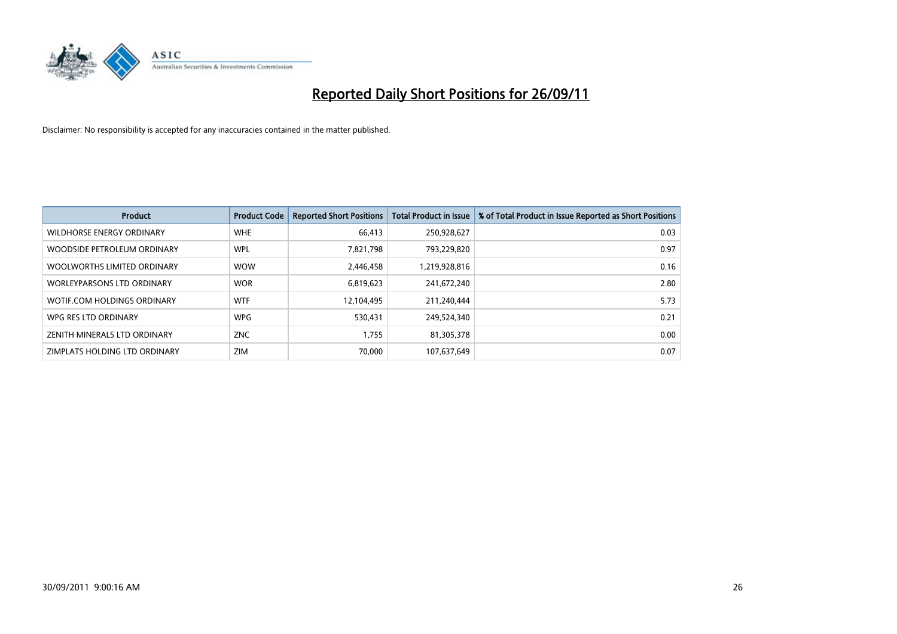# Reported Daily Short Positions for 26/09/11

Disclaimer: No responsibility is accepted for any inaccuracies contained in the matter published.

| Product | Product Code | Reported Short Positions | Total Product in Issue | % of Total Product in Issue Reported as Short Positions |
|---|---|---|---|---|
| WILDHORSE ENERGY ORDINARY | WHE | 66,413 | 250,928,627 | 0.03 |
| WOODSIDE PETROLEUM ORDINARY | WPL | 7,821,798 | 793,229,820 | 0.97 |
| WOOLWORTHS LIMITED ORDINARY | WOW | 2,446,458 | 1,219,928,816 | 0.16 |
| WORLEYPARSONS LTD ORDINARY | WOR | 6,819,623 | 241,672,240 | 2.80 |
| WOTIF.COM HOLDINGS ORDINARY | WTF | 12,104,495 | 211,240,444 | 5.73 |
| WPG RES LTD ORDINARY | WPG | 530,431 | 249,524,340 | 0.21 |
| ZENITH MINERALS LTD ORDINARY | ZNC | 1,755 | 81,305,378 | 0.00 |
| ZIMPLATS HOLDING LTD ORDINARY | ZIM | 70,000 | 107,637,649 | 0.07 |

30/09/2011 9:00:16 AM